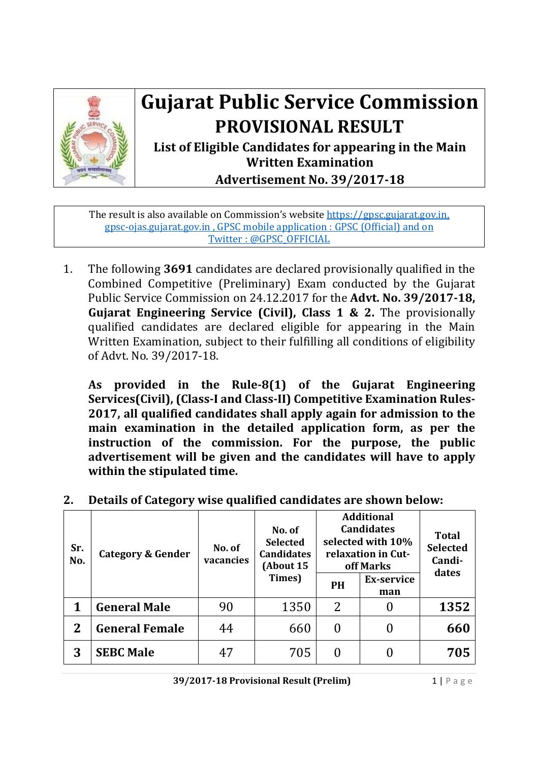# Gujarat Public Service Commission

## PROVISIONAL RESULT

### List of Eligible Candidates for appearing in the Main Written Examination

### Advertisement No. 39/2017-18

The result is also available on Commission's website https://gpsc.gujarat.gov.in, gpsc-ojas.gujarat.gov.in , GPSC mobile application : GPSC (Official) and on Twitter : @GPSC_OFFICIAL

1. The following **3691** candidates are declared provisionally qualified in the Combined Competitive (Preliminary) Exam conducted by the Gujarat Public Service Commission on 24.12.2017 for the **Advt. No. 39/2017-18, Gujarat Engineering Service (Civil), Class 1 & 2.** The provisionally qualified candidates are declared eligible for appearing in the Main Written Examination, subject to their fulfilling all conditions of eligibility of Advt. No. 39/2017-18.

   **As provided in the Rule-8(1) of the Gujarat Engineering Services(Civil), (Class-I and Class-II) Competitive Examination Rules-2017, all qualified candidates shall apply again for admission to the main examination in the detailed application form, as per the instruction of the commission. For the purpose, the public advertisement will be given and the candidates will have to apply within the stipulated time.**

2. **Details of Category wise qualified candidates are shown below:**

| Sr. No. | Category & Gender | No. of vacancies | No. of Selected Candidates (About 15 Times) | Additional Candidates selected with 10% relaxation in Cut-off Marks | | Total Selected Candi-dates |
|---|---|---|---|---|---|---|
| | | | | PH | Ex-service man | |
| **1** | **General Male** | 90 | 1350 | 2 | 0 | **1352** |
| **2** | **General Female** | 44 | 660 | 0 | 0 | **660** |
| **3** | **SEBC Male** | 47 | 705 | 0 | 0 | **705** |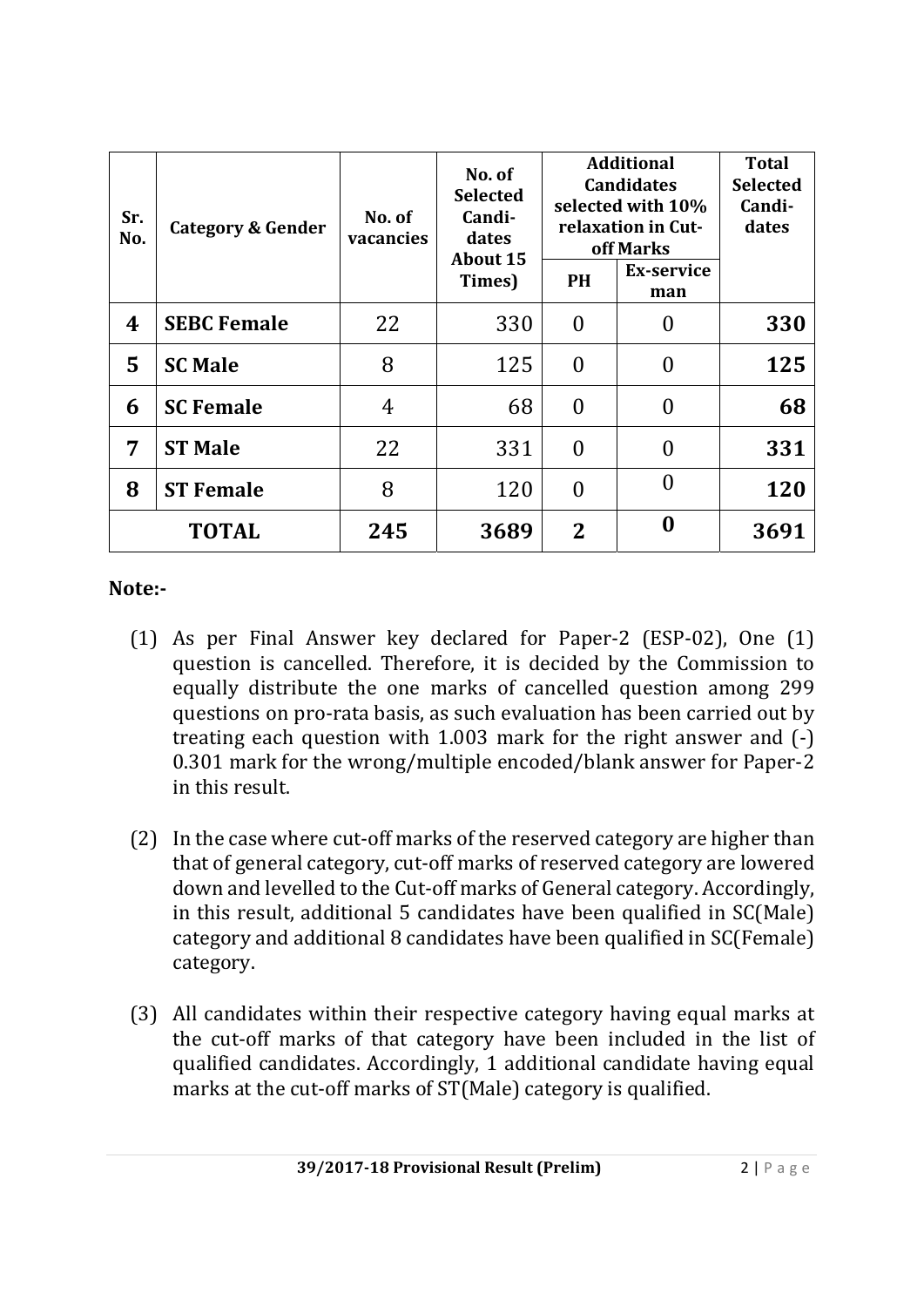| Sr. No. | Category & Gender | No. of vacancies | No. of Selected Candi-dates About 15 Times) | Additional Candidates selected with 10% relaxation in Cut-off Marks | | Total Selected Candi-dates |
|---|---|---|---|---|---|---|
| | | | | PH | Ex-service man | |
| **4** | **SEBC Female** | 22 | 330 | 0 | 0 | **330** |
| **5** | **SC Male** | 8 | 125 | 0 | 0 | **125** |
| **6** | **SC Female** | 4 | 68 | 0 | 0 | **68** |
| **7** | **ST Male** | 22 | 331 | 0 | 0 | **331** |
| **8** | **ST Female** | 8 | 120 | 0 | 0 | **120** |
| **TOTAL** | | **245** | **3689** | **2** | **0** | **3691** |

**Note:-**

(1) As per Final Answer key declared for Paper-2 (ESP-02), One (1) question is cancelled. Therefore, it is decided by the Commission to equally distribute the one marks of cancelled question among 299 questions on pro-rata basis, as such evaluation has been carried out by treating each question with 1.003 mark for the right answer and (-) 0.301 mark for the wrong/multiple encoded/blank answer for Paper-2 in this result.

(2) In the case where cut-off marks of the reserved category are higher than that of general category, cut-off marks of reserved category are lowered down and levelled to the Cut-off marks of General category. Accordingly, in this result, additional 5 candidates have been qualified in SC(Male) category and additional 8 candidates have been qualified in SC(Female) category.

(3) All candidates within their respective category having equal marks at the cut-off marks of that category have been included in the list of qualified candidates. Accordingly, 1 additional candidate having equal marks at the cut-off marks of ST(Male) category is qualified.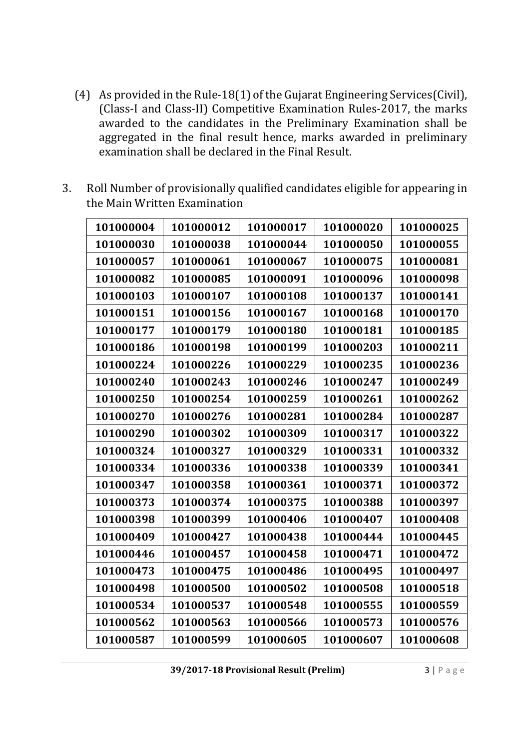(4) As provided in the Rule-18(1) of the Gujarat Engineering Services(Civil), (Class-I and Class-II) Competitive Examination Rules-2017, the marks awarded to the candidates in the Preliminary Examination shall be aggregated in the final result hence, marks awarded in preliminary examination shall be declared in the Final Result.

3. Roll Number of provisionally qualified candidates eligible for appearing in the Main Written Examination

| | | | | |
|---|---|---|---|---|
| **101000004** | **101000012** | **101000017** | **101000020** | **101000025** |
| **101000030** | **101000038** | **101000044** | **101000050** | **101000055** |
| **101000057** | **101000061** | **101000067** | **101000075** | **101000081** |
| **101000082** | **101000085** | **101000091** | **101000096** | **101000098** |
| **101000103** | **101000107** | **101000108** | **101000137** | **101000141** |
| **101000151** | **101000156** | **101000167** | **101000168** | **101000170** |
| **101000177** | **101000179** | **101000180** | **101000181** | **101000185** |
| **101000186** | **101000198** | **101000199** | **101000203** | **101000211** |
| **101000224** | **101000226** | **101000229** | **101000235** | **101000236** |
| **101000240** | **101000243** | **101000246** | **101000247** | **101000249** |
| **101000250** | **101000254** | **101000259** | **101000261** | **101000262** |
| **101000270** | **101000276** | **101000281** | **101000284** | **101000287** |
| **101000290** | **101000302** | **101000309** | **101000317** | **101000322** |
| **101000324** | **101000327** | **101000329** | **101000331** | **101000332** |
| **101000334** | **101000336** | **101000338** | **101000339** | **101000341** |
| **101000347** | **101000358** | **101000361** | **101000371** | **101000372** |
| **101000373** | **101000374** | **101000375** | **101000388** | **101000397** |
| **101000398** | **101000399** | **101000406** | **101000407** | **101000408** |
| **101000409** | **101000427** | **101000438** | **101000444** | **101000445** |
| **101000446** | **101000457** | **101000458** | **101000471** | **101000472** |
| **101000473** | **101000475** | **101000486** | **101000495** | **101000497** |
| **101000498** | **101000500** | **101000502** | **101000508** | **101000518** |
| **101000534** | **101000537** | **101000548** | **101000555** | **101000559** |
| **101000562** | **101000563** | **101000566** | **101000573** | **101000576** |
| **101000587** | **101000599** | **101000605** | **101000607** | **101000608** |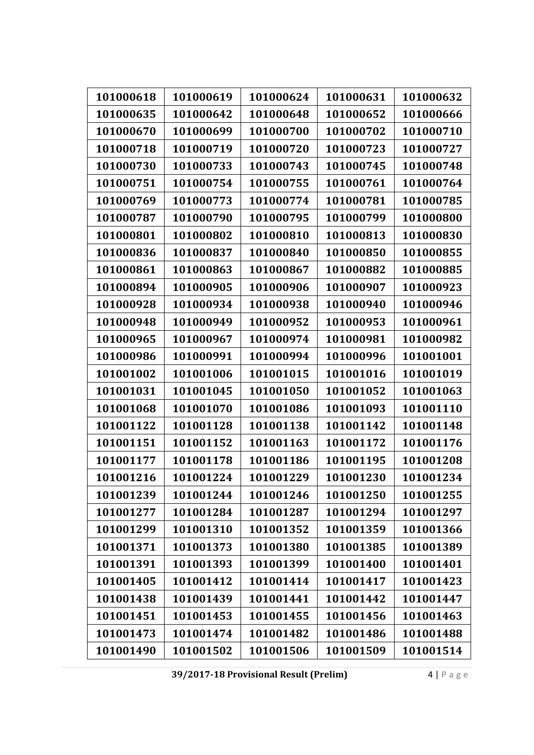| 101000618 | 101000619 | 101000624 | 101000631 | 101000632 |
|---|---|---|---|---|
| 101000635 | 101000642 | 101000648 | 101000652 | 101000666 |
| 101000670 | 101000699 | 101000700 | 101000702 | 101000710 |
| 101000718 | 101000719 | 101000720 | 101000723 | 101000727 |
| 101000730 | 101000733 | 101000743 | 101000745 | 101000748 |
| 101000751 | 101000754 | 101000755 | 101000761 | 101000764 |
| 101000769 | 101000773 | 101000774 | 101000781 | 101000785 |
| 101000787 | 101000790 | 101000795 | 101000799 | 101000800 |
| 101000801 | 101000802 | 101000810 | 101000813 | 101000830 |
| 101000836 | 101000837 | 101000840 | 101000850 | 101000855 |
| 101000861 | 101000863 | 101000867 | 101000882 | 101000885 |
| 101000894 | 101000905 | 101000906 | 101000907 | 101000923 |
| 101000928 | 101000934 | 101000938 | 101000940 | 101000946 |
| 101000948 | 101000949 | 101000952 | 101000953 | 101000961 |
| 101000965 | 101000967 | 101000974 | 101000981 | 101000982 |
| 101000986 | 101000991 | 101000994 | 101000996 | 101001001 |
| 101001002 | 101001006 | 101001015 | 101001016 | 101001019 |
| 101001031 | 101001045 | 101001050 | 101001052 | 101001063 |
| 101001068 | 101001070 | 101001086 | 101001093 | 101001110 |
| 101001122 | 101001128 | 101001138 | 101001142 | 101001148 |
| 101001151 | 101001152 | 101001163 | 101001172 | 101001176 |
| 101001177 | 101001178 | 101001186 | 101001195 | 101001208 |
| 101001216 | 101001224 | 101001229 | 101001230 | 101001234 |
| 101001239 | 101001244 | 101001246 | 101001250 | 101001255 |
| 101001277 | 101001284 | 101001287 | 101001294 | 101001297 |
| 101001299 | 101001310 | 101001352 | 101001359 | 101001366 |
| 101001371 | 101001373 | 101001380 | 101001385 | 101001389 |
| 101001391 | 101001393 | 101001399 | 101001400 | 101001401 |
| 101001405 | 101001412 | 101001414 | 101001417 | 101001423 |
| 101001438 | 101001439 | 101001441 | 101001442 | 101001447 |
| 101001451 | 101001453 | 101001455 | 101001456 | 101001463 |
| 101001473 | 101001474 | 101001482 | 101001486 | 101001488 |
| 101001490 | 101001502 | 101001506 | 101001509 | 101001514 |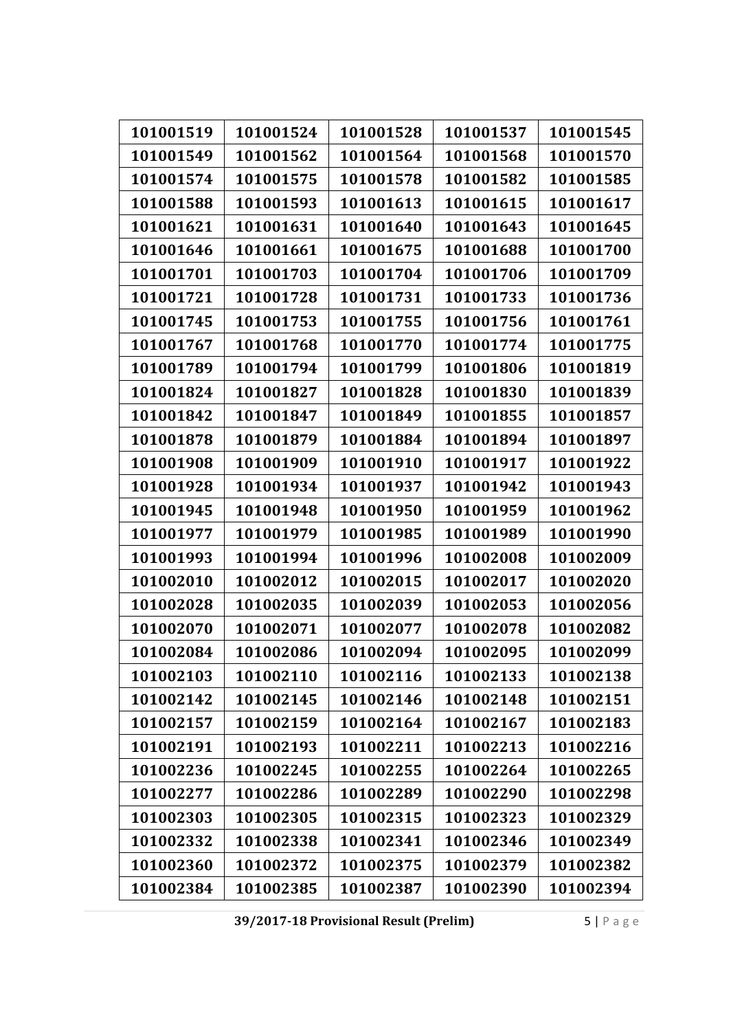| 101001519 | 101001524 | 101001528 | 101001537 | 101001545 |
|---|---|---|---|---|
| 101001549 | 101001562 | 101001564 | 101001568 | 101001570 |
| 101001574 | 101001575 | 101001578 | 101001582 | 101001585 |
| 101001588 | 101001593 | 101001613 | 101001615 | 101001617 |
| 101001621 | 101001631 | 101001640 | 101001643 | 101001645 |
| 101001646 | 101001661 | 101001675 | 101001688 | 101001700 |
| 101001701 | 101001703 | 101001704 | 101001706 | 101001709 |
| 101001721 | 101001728 | 101001731 | 101001733 | 101001736 |
| 101001745 | 101001753 | 101001755 | 101001756 | 101001761 |
| 101001767 | 101001768 | 101001770 | 101001774 | 101001775 |
| 101001789 | 101001794 | 101001799 | 101001806 | 101001819 |
| 101001824 | 101001827 | 101001828 | 101001830 | 101001839 |
| 101001842 | 101001847 | 101001849 | 101001855 | 101001857 |
| 101001878 | 101001879 | 101001884 | 101001894 | 101001897 |
| 101001908 | 101001909 | 101001910 | 101001917 | 101001922 |
| 101001928 | 101001934 | 101001937 | 101001942 | 101001943 |
| 101001945 | 101001948 | 101001950 | 101001959 | 101001962 |
| 101001977 | 101001979 | 101001985 | 101001989 | 101001990 |
| 101001993 | 101001994 | 101001996 | 101002008 | 101002009 |
| 101002010 | 101002012 | 101002015 | 101002017 | 101002020 |
| 101002028 | 101002035 | 101002039 | 101002053 | 101002056 |
| 101002070 | 101002071 | 101002077 | 101002078 | 101002082 |
| 101002084 | 101002086 | 101002094 | 101002095 | 101002099 |
| 101002103 | 101002110 | 101002116 | 101002133 | 101002138 |
| 101002142 | 101002145 | 101002146 | 101002148 | 101002151 |
| 101002157 | 101002159 | 101002164 | 101002167 | 101002183 |
| 101002191 | 101002193 | 101002211 | 101002213 | 101002216 |
| 101002236 | 101002245 | 101002255 | 101002264 | 101002265 |
| 101002277 | 101002286 | 101002289 | 101002290 | 101002298 |
| 101002303 | 101002305 | 101002315 | 101002323 | 101002329 |
| 101002332 | 101002338 | 101002341 | 101002346 | 101002349 |
| 101002360 | 101002372 | 101002375 | 101002379 | 101002382 |
| 101002384 | 101002385 | 101002387 | 101002390 | 101002394 |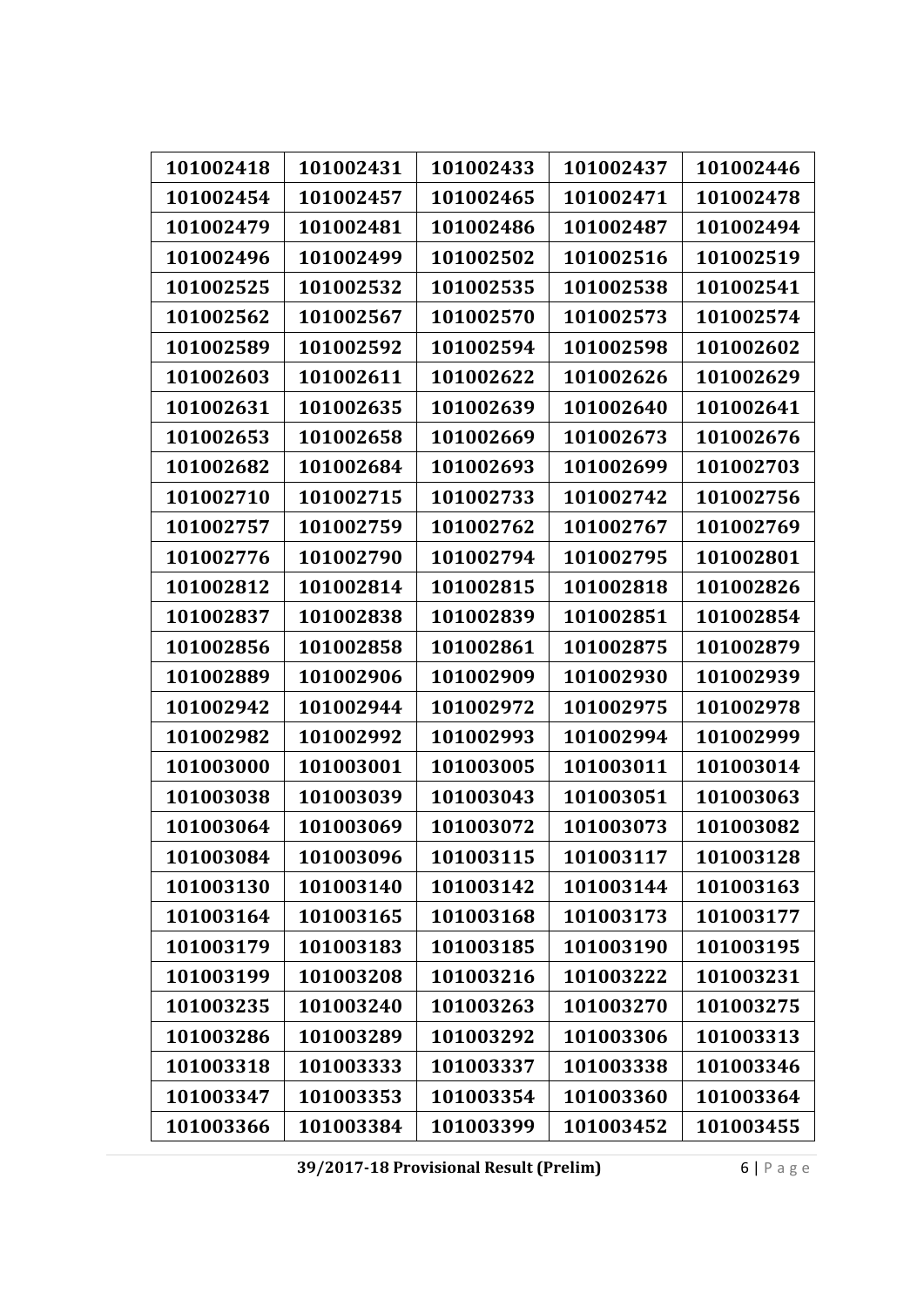| | | | | |
|---|---|---|---|---|
| 101002418 | 101002431 | 101002433 | 101002437 | 101002446 |
| 101002454 | 101002457 | 101002465 | 101002471 | 101002478 |
| 101002479 | 101002481 | 101002486 | 101002487 | 101002494 |
| 101002496 | 101002499 | 101002502 | 101002516 | 101002519 |
| 101002525 | 101002532 | 101002535 | 101002538 | 101002541 |
| 101002562 | 101002567 | 101002570 | 101002573 | 101002574 |
| 101002589 | 101002592 | 101002594 | 101002598 | 101002602 |
| 101002603 | 101002611 | 101002622 | 101002626 | 101002629 |
| 101002631 | 101002635 | 101002639 | 101002640 | 101002641 |
| 101002653 | 101002658 | 101002669 | 101002673 | 101002676 |
| 101002682 | 101002684 | 101002693 | 101002699 | 101002703 |
| 101002710 | 101002715 | 101002733 | 101002742 | 101002756 |
| 101002757 | 101002759 | 101002762 | 101002767 | 101002769 |
| 101002776 | 101002790 | 101002794 | 101002795 | 101002801 |
| 101002812 | 101002814 | 101002815 | 101002818 | 101002826 |
| 101002837 | 101002838 | 101002839 | 101002851 | 101002854 |
| 101002856 | 101002858 | 101002861 | 101002875 | 101002879 |
| 101002889 | 101002906 | 101002909 | 101002930 | 101002939 |
| 101002942 | 101002944 | 101002972 | 101002975 | 101002978 |
| 101002982 | 101002992 | 101002993 | 101002994 | 101002999 |
| 101003000 | 101003001 | 101003005 | 101003011 | 101003014 |
| 101003038 | 101003039 | 101003043 | 101003051 | 101003063 |
| 101003064 | 101003069 | 101003072 | 101003073 | 101003082 |
| 101003084 | 101003096 | 101003115 | 101003117 | 101003128 |
| 101003130 | 101003140 | 101003142 | 101003144 | 101003163 |
| 101003164 | 101003165 | 101003168 | 101003173 | 101003177 |
| 101003179 | 101003183 | 101003185 | 101003190 | 101003195 |
| 101003199 | 101003208 | 101003216 | 101003222 | 101003231 |
| 101003235 | 101003240 | 101003263 | 101003270 | 101003275 |
| 101003286 | 101003289 | 101003292 | 101003306 | 101003313 |
| 101003318 | 101003333 | 101003337 | 101003338 | 101003346 |
| 101003347 | 101003353 | 101003354 | 101003360 | 101003364 |
| 101003366 | 101003384 | 101003399 | 101003452 | 101003455 |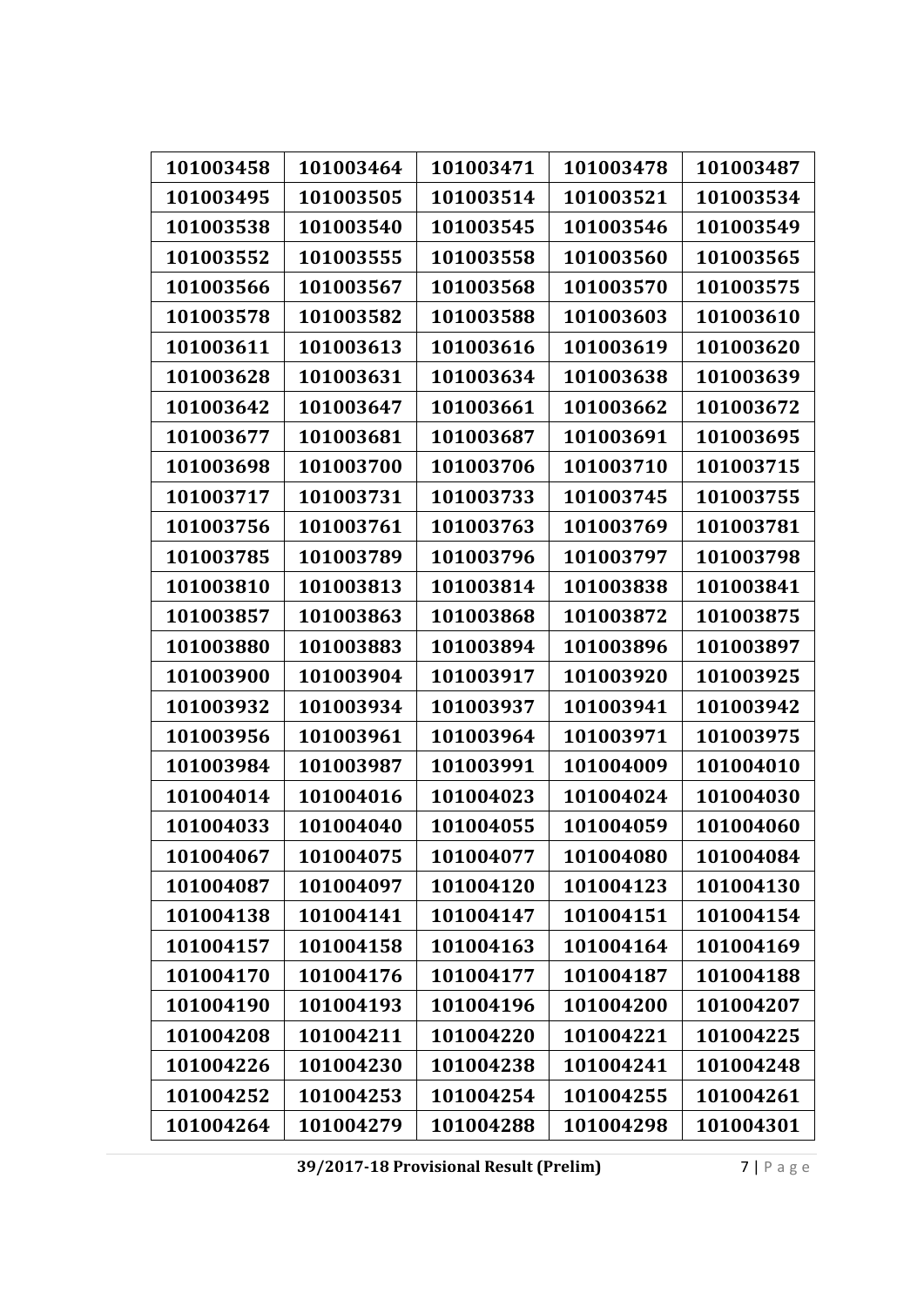| 101003458 | 101003464 | 101003471 | 101003478 | 101003487 |
|---|---|---|---|---|
| 101003495 | 101003505 | 101003514 | 101003521 | 101003534 |
| 101003538 | 101003540 | 101003545 | 101003546 | 101003549 |
| 101003552 | 101003555 | 101003558 | 101003560 | 101003565 |
| 101003566 | 101003567 | 101003568 | 101003570 | 101003575 |
| 101003578 | 101003582 | 101003588 | 101003603 | 101003610 |
| 101003611 | 101003613 | 101003616 | 101003619 | 101003620 |
| 101003628 | 101003631 | 101003634 | 101003638 | 101003639 |
| 101003642 | 101003647 | 101003661 | 101003662 | 101003672 |
| 101003677 | 101003681 | 101003687 | 101003691 | 101003695 |
| 101003698 | 101003700 | 101003706 | 101003710 | 101003715 |
| 101003717 | 101003731 | 101003733 | 101003745 | 101003755 |
| 101003756 | 101003761 | 101003763 | 101003769 | 101003781 |
| 101003785 | 101003789 | 101003796 | 101003797 | 101003798 |
| 101003810 | 101003813 | 101003814 | 101003838 | 101003841 |
| 101003857 | 101003863 | 101003868 | 101003872 | 101003875 |
| 101003880 | 101003883 | 101003894 | 101003896 | 101003897 |
| 101003900 | 101003904 | 101003917 | 101003920 | 101003925 |
| 101003932 | 101003934 | 101003937 | 101003941 | 101003942 |
| 101003956 | 101003961 | 101003964 | 101003971 | 101003975 |
| 101003984 | 101003987 | 101003991 | 101004009 | 101004010 |
| 101004014 | 101004016 | 101004023 | 101004024 | 101004030 |
| 101004033 | 101004040 | 101004055 | 101004059 | 101004060 |
| 101004067 | 101004075 | 101004077 | 101004080 | 101004084 |
| 101004087 | 101004097 | 101004120 | 101004123 | 101004130 |
| 101004138 | 101004141 | 101004147 | 101004151 | 101004154 |
| 101004157 | 101004158 | 101004163 | 101004164 | 101004169 |
| 101004170 | 101004176 | 101004177 | 101004187 | 101004188 |
| 101004190 | 101004193 | 101004196 | 101004200 | 101004207 |
| 101004208 | 101004211 | 101004220 | 101004221 | 101004225 |
| 101004226 | 101004230 | 101004238 | 101004241 | 101004248 |
| 101004252 | 101004253 | 101004254 | 101004255 | 101004261 |
| 101004264 | 101004279 | 101004288 | 101004298 | 101004301 |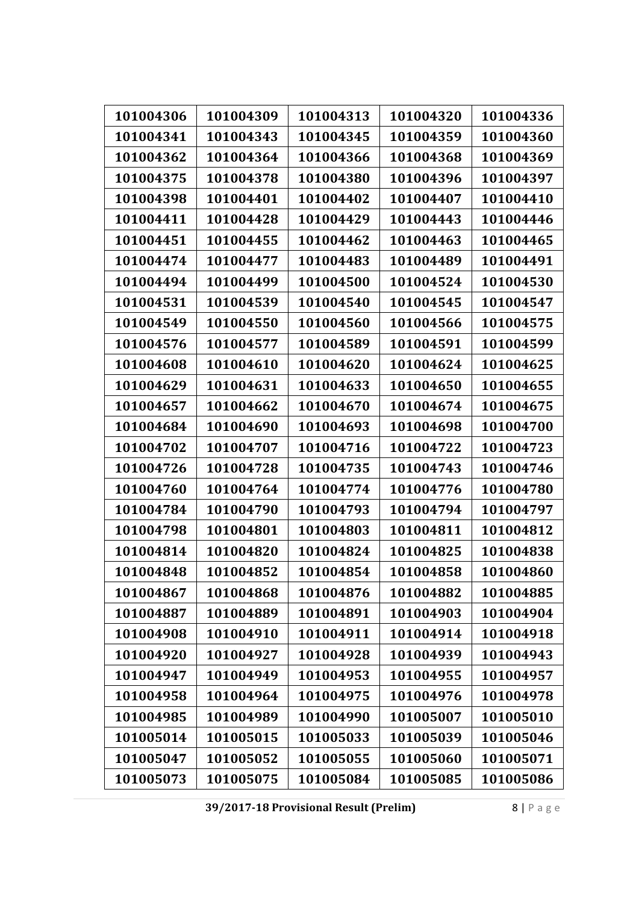| 101004306 | 101004309 | 101004313 | 101004320 | 101004336 |
|---|---|---|---|---|
| 101004341 | 101004343 | 101004345 | 101004359 | 101004360 |
| 101004362 | 101004364 | 101004366 | 101004368 | 101004369 |
| 101004375 | 101004378 | 101004380 | 101004396 | 101004397 |
| 101004398 | 101004401 | 101004402 | 101004407 | 101004410 |
| 101004411 | 101004428 | 101004429 | 101004443 | 101004446 |
| 101004451 | 101004455 | 101004462 | 101004463 | 101004465 |
| 101004474 | 101004477 | 101004483 | 101004489 | 101004491 |
| 101004494 | 101004499 | 101004500 | 101004524 | 101004530 |
| 101004531 | 101004539 | 101004540 | 101004545 | 101004547 |
| 101004549 | 101004550 | 101004560 | 101004566 | 101004575 |
| 101004576 | 101004577 | 101004589 | 101004591 | 101004599 |
| 101004608 | 101004610 | 101004620 | 101004624 | 101004625 |
| 101004629 | 101004631 | 101004633 | 101004650 | 101004655 |
| 101004657 | 101004662 | 101004670 | 101004674 | 101004675 |
| 101004684 | 101004690 | 101004693 | 101004698 | 101004700 |
| 101004702 | 101004707 | 101004716 | 101004722 | 101004723 |
| 101004726 | 101004728 | 101004735 | 101004743 | 101004746 |
| 101004760 | 101004764 | 101004774 | 101004776 | 101004780 |
| 101004784 | 101004790 | 101004793 | 101004794 | 101004797 |
| 101004798 | 101004801 | 101004803 | 101004811 | 101004812 |
| 101004814 | 101004820 | 101004824 | 101004825 | 101004838 |
| 101004848 | 101004852 | 101004854 | 101004858 | 101004860 |
| 101004867 | 101004868 | 101004876 | 101004882 | 101004885 |
| 101004887 | 101004889 | 101004891 | 101004903 | 101004904 |
| 101004908 | 101004910 | 101004911 | 101004914 | 101004918 |
| 101004920 | 101004927 | 101004928 | 101004939 | 101004943 |
| 101004947 | 101004949 | 101004953 | 101004955 | 101004957 |
| 101004958 | 101004964 | 101004975 | 101004976 | 101004978 |
| 101004985 | 101004989 | 101004990 | 101005007 | 101005010 |
| 101005014 | 101005015 | 101005033 | 101005039 | 101005046 |
| 101005047 | 101005052 | 101005055 | 101005060 | 101005071 |
| 101005073 | 101005075 | 101005084 | 101005085 | 101005086 |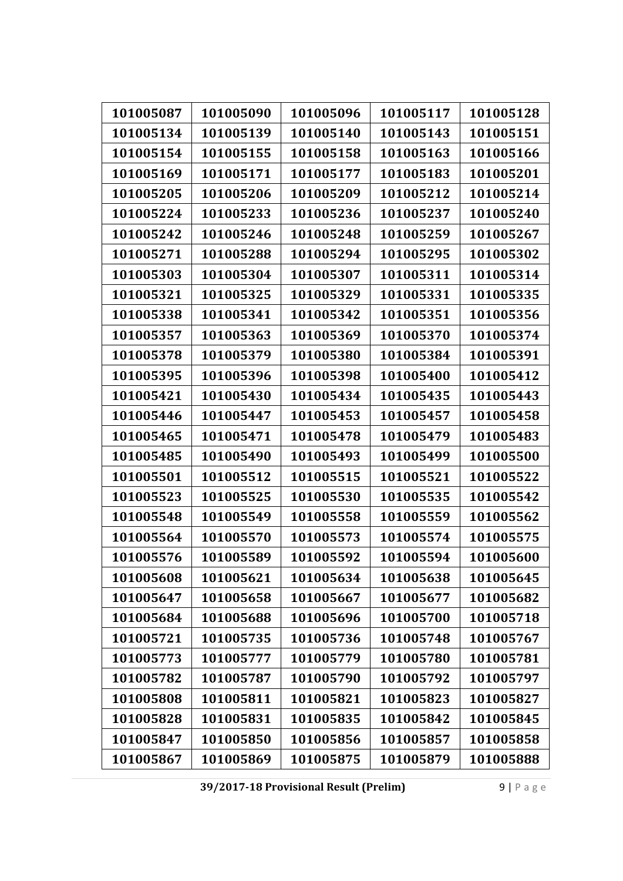| 101005087 | 101005090 | 101005096 | 101005117 | 101005128 |
|---|---|---|---|---|
| 101005134 | 101005139 | 101005140 | 101005143 | 101005151 |
| 101005154 | 101005155 | 101005158 | 101005163 | 101005166 |
| 101005169 | 101005171 | 101005177 | 101005183 | 101005201 |
| 101005205 | 101005206 | 101005209 | 101005212 | 101005214 |
| 101005224 | 101005233 | 101005236 | 101005237 | 101005240 |
| 101005242 | 101005246 | 101005248 | 101005259 | 101005267 |
| 101005271 | 101005288 | 101005294 | 101005295 | 101005302 |
| 101005303 | 101005304 | 101005307 | 101005311 | 101005314 |
| 101005321 | 101005325 | 101005329 | 101005331 | 101005335 |
| 101005338 | 101005341 | 101005342 | 101005351 | 101005356 |
| 101005357 | 101005363 | 101005369 | 101005370 | 101005374 |
| 101005378 | 101005379 | 101005380 | 101005384 | 101005391 |
| 101005395 | 101005396 | 101005398 | 101005400 | 101005412 |
| 101005421 | 101005430 | 101005434 | 101005435 | 101005443 |
| 101005446 | 101005447 | 101005453 | 101005457 | 101005458 |
| 101005465 | 101005471 | 101005478 | 101005479 | 101005483 |
| 101005485 | 101005490 | 101005493 | 101005499 | 101005500 |
| 101005501 | 101005512 | 101005515 | 101005521 | 101005522 |
| 101005523 | 101005525 | 101005530 | 101005535 | 101005542 |
| 101005548 | 101005549 | 101005558 | 101005559 | 101005562 |
| 101005564 | 101005570 | 101005573 | 101005574 | 101005575 |
| 101005576 | 101005589 | 101005592 | 101005594 | 101005600 |
| 101005608 | 101005621 | 101005634 | 101005638 | 101005645 |
| 101005647 | 101005658 | 101005667 | 101005677 | 101005682 |
| 101005684 | 101005688 | 101005696 | 101005700 | 101005718 |
| 101005721 | 101005735 | 101005736 | 101005748 | 101005767 |
| 101005773 | 101005777 | 101005779 | 101005780 | 101005781 |
| 101005782 | 101005787 | 101005790 | 101005792 | 101005797 |
| 101005808 | 101005811 | 101005821 | 101005823 | 101005827 |
| 101005828 | 101005831 | 101005835 | 101005842 | 101005845 |
| 101005847 | 101005850 | 101005856 | 101005857 | 101005858 |
| 101005867 | 101005869 | 101005875 | 101005879 | 101005888 |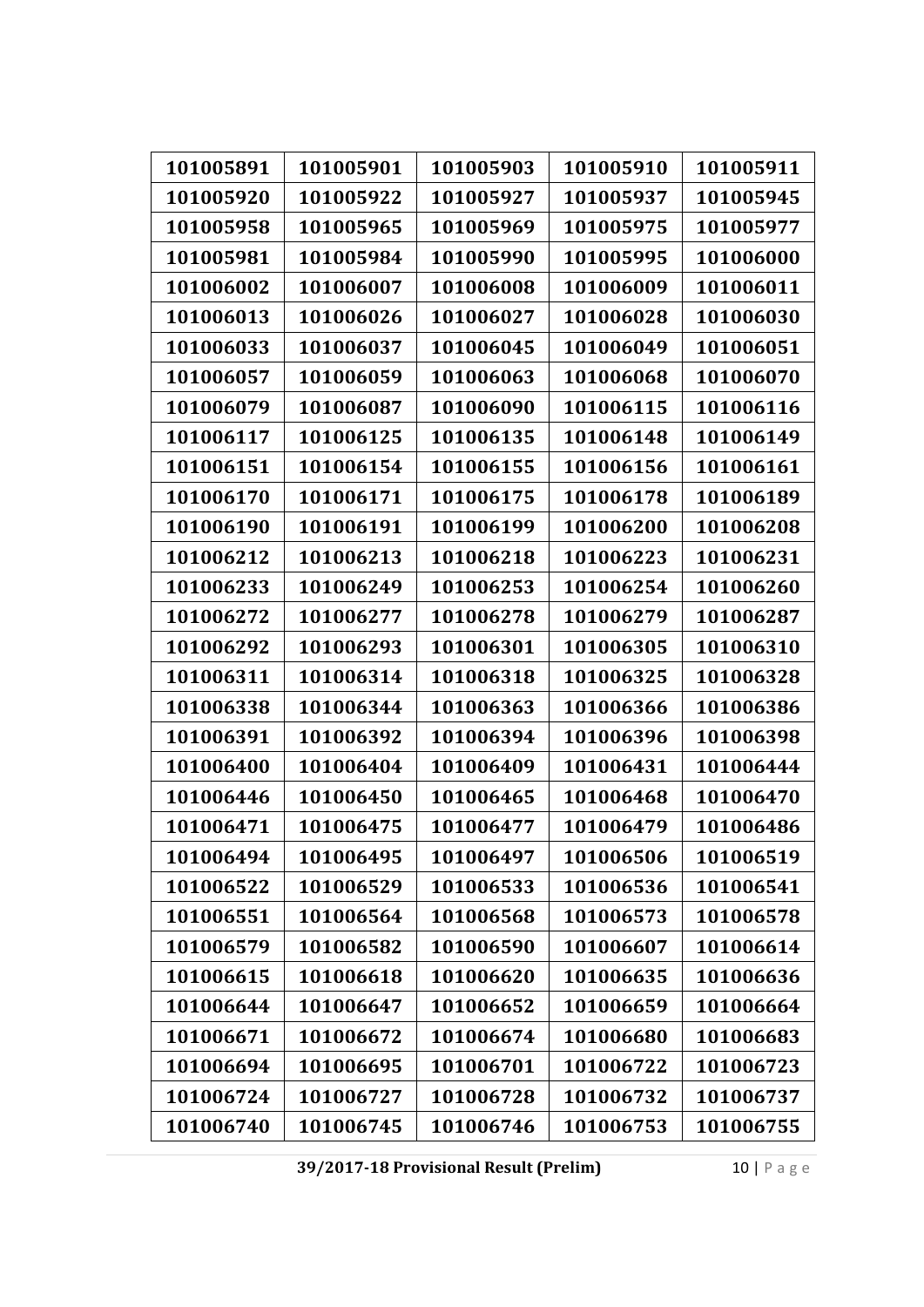| 101005891 | 101005901 | 101005903 | 101005910 | 101005911 |
|---|---|---|---|---|
| 101005920 | 101005922 | 101005927 | 101005937 | 101005945 |
| 101005958 | 101005965 | 101005969 | 101005975 | 101005977 |
| 101005981 | 101005984 | 101005990 | 101005995 | 101006000 |
| 101006002 | 101006007 | 101006008 | 101006009 | 101006011 |
| 101006013 | 101006026 | 101006027 | 101006028 | 101006030 |
| 101006033 | 101006037 | 101006045 | 101006049 | 101006051 |
| 101006057 | 101006059 | 101006063 | 101006068 | 101006070 |
| 101006079 | 101006087 | 101006090 | 101006115 | 101006116 |
| 101006117 | 101006125 | 101006135 | 101006148 | 101006149 |
| 101006151 | 101006154 | 101006155 | 101006156 | 101006161 |
| 101006170 | 101006171 | 101006175 | 101006178 | 101006189 |
| 101006190 | 101006191 | 101006199 | 101006200 | 101006208 |
| 101006212 | 101006213 | 101006218 | 101006223 | 101006231 |
| 101006233 | 101006249 | 101006253 | 101006254 | 101006260 |
| 101006272 | 101006277 | 101006278 | 101006279 | 101006287 |
| 101006292 | 101006293 | 101006301 | 101006305 | 101006310 |
| 101006311 | 101006314 | 101006318 | 101006325 | 101006328 |
| 101006338 | 101006344 | 101006363 | 101006366 | 101006386 |
| 101006391 | 101006392 | 101006394 | 101006396 | 101006398 |
| 101006400 | 101006404 | 101006409 | 101006431 | 101006444 |
| 101006446 | 101006450 | 101006465 | 101006468 | 101006470 |
| 101006471 | 101006475 | 101006477 | 101006479 | 101006486 |
| 101006494 | 101006495 | 101006497 | 101006506 | 101006519 |
| 101006522 | 101006529 | 101006533 | 101006536 | 101006541 |
| 101006551 | 101006564 | 101006568 | 101006573 | 101006578 |
| 101006579 | 101006582 | 101006590 | 101006607 | 101006614 |
| 101006615 | 101006618 | 101006620 | 101006635 | 101006636 |
| 101006644 | 101006647 | 101006652 | 101006659 | 101006664 |
| 101006671 | 101006672 | 101006674 | 101006680 | 101006683 |
| 101006694 | 101006695 | 101006701 | 101006722 | 101006723 |
| 101006724 | 101006727 | 101006728 | 101006732 | 101006737 |
| 101006740 | 101006745 | 101006746 | 101006753 | 101006755 |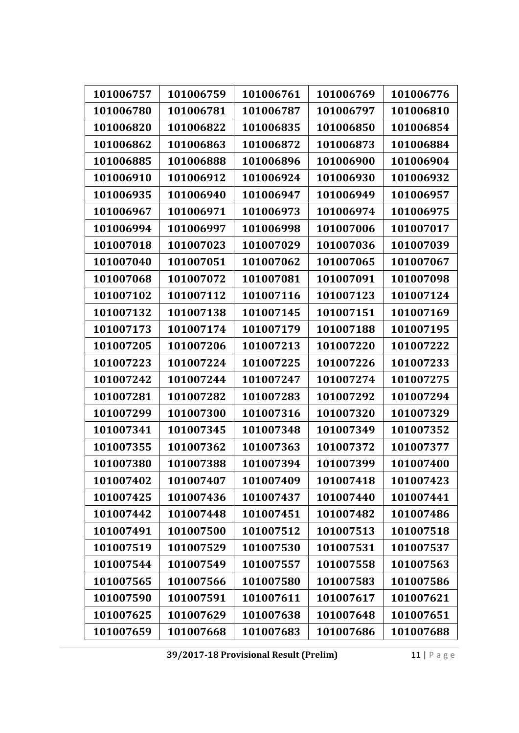| 101006757 | 101006759 | 101006761 | 101006769 | 101006776 |
|---|---|---|---|---|
| 101006780 | 101006781 | 101006787 | 101006797 | 101006810 |
| 101006820 | 101006822 | 101006835 | 101006850 | 101006854 |
| 101006862 | 101006863 | 101006872 | 101006873 | 101006884 |
| 101006885 | 101006888 | 101006896 | 101006900 | 101006904 |
| 101006910 | 101006912 | 101006924 | 101006930 | 101006932 |
| 101006935 | 101006940 | 101006947 | 101006949 | 101006957 |
| 101006967 | 101006971 | 101006973 | 101006974 | 101006975 |
| 101006994 | 101006997 | 101006998 | 101007006 | 101007017 |
| 101007018 | 101007023 | 101007029 | 101007036 | 101007039 |
| 101007040 | 101007051 | 101007062 | 101007065 | 101007067 |
| 101007068 | 101007072 | 101007081 | 101007091 | 101007098 |
| 101007102 | 101007112 | 101007116 | 101007123 | 101007124 |
| 101007132 | 101007138 | 101007145 | 101007151 | 101007169 |
| 101007173 | 101007174 | 101007179 | 101007188 | 101007195 |
| 101007205 | 101007206 | 101007213 | 101007220 | 101007222 |
| 101007223 | 101007224 | 101007225 | 101007226 | 101007233 |
| 101007242 | 101007244 | 101007247 | 101007274 | 101007275 |
| 101007281 | 101007282 | 101007283 | 101007292 | 101007294 |
| 101007299 | 101007300 | 101007316 | 101007320 | 101007329 |
| 101007341 | 101007345 | 101007348 | 101007349 | 101007352 |
| 101007355 | 101007362 | 101007363 | 101007372 | 101007377 |
| 101007380 | 101007388 | 101007394 | 101007399 | 101007400 |
| 101007402 | 101007407 | 101007409 | 101007418 | 101007423 |
| 101007425 | 101007436 | 101007437 | 101007440 | 101007441 |
| 101007442 | 101007448 | 101007451 | 101007482 | 101007486 |
| 101007491 | 101007500 | 101007512 | 101007513 | 101007518 |
| 101007519 | 101007529 | 101007530 | 101007531 | 101007537 |
| 101007544 | 101007549 | 101007557 | 101007558 | 101007563 |
| 101007565 | 101007566 | 101007580 | 101007583 | 101007586 |
| 101007590 | 101007591 | 101007611 | 101007617 | 101007621 |
| 101007625 | 101007629 | 101007638 | 101007648 | 101007651 |
| 101007659 | 101007668 | 101007683 | 101007686 | 101007688 |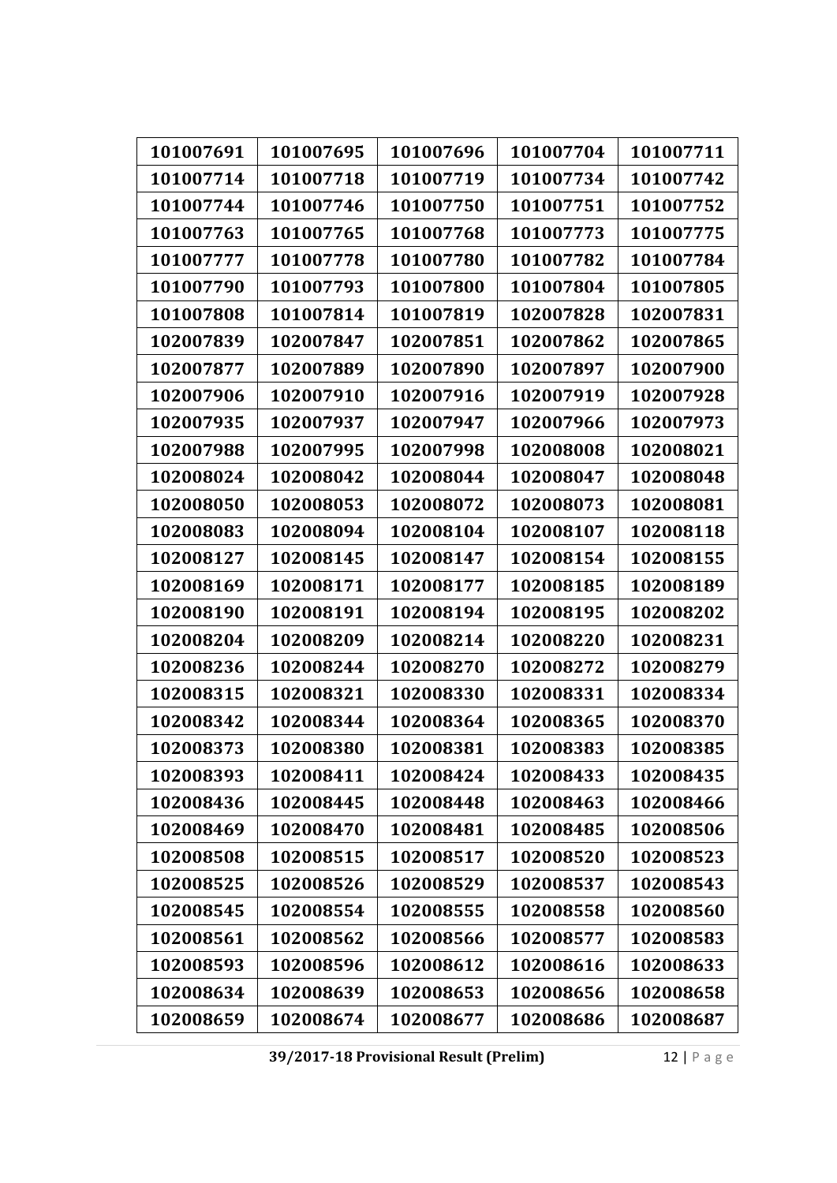| 101007691 | 101007695 | 101007696 | 101007704 | 101007711 |
|---|---|---|---|---|
| 101007714 | 101007718 | 101007719 | 101007734 | 101007742 |
| 101007744 | 101007746 | 101007750 | 101007751 | 101007752 |
| 101007763 | 101007765 | 101007768 | 101007773 | 101007775 |
| 101007777 | 101007778 | 101007780 | 101007782 | 101007784 |
| 101007790 | 101007793 | 101007800 | 101007804 | 101007805 |
| 101007808 | 101007814 | 101007819 | 102007828 | 102007831 |
| 102007839 | 102007847 | 102007851 | 102007862 | 102007865 |
| 102007877 | 102007889 | 102007890 | 102007897 | 102007900 |
| 102007906 | 102007910 | 102007916 | 102007919 | 102007928 |
| 102007935 | 102007937 | 102007947 | 102007966 | 102007973 |
| 102007988 | 102007995 | 102007998 | 102008008 | 102008021 |
| 102008024 | 102008042 | 102008044 | 102008047 | 102008048 |
| 102008050 | 102008053 | 102008072 | 102008073 | 102008081 |
| 102008083 | 102008094 | 102008104 | 102008107 | 102008118 |
| 102008127 | 102008145 | 102008147 | 102008154 | 102008155 |
| 102008169 | 102008171 | 102008177 | 102008185 | 102008189 |
| 102008190 | 102008191 | 102008194 | 102008195 | 102008202 |
| 102008204 | 102008209 | 102008214 | 102008220 | 102008231 |
| 102008236 | 102008244 | 102008270 | 102008272 | 102008279 |
| 102008315 | 102008321 | 102008330 | 102008331 | 102008334 |
| 102008342 | 102008344 | 102008364 | 102008365 | 102008370 |
| 102008373 | 102008380 | 102008381 | 102008383 | 102008385 |
| 102008393 | 102008411 | 102008424 | 102008433 | 102008435 |
| 102008436 | 102008445 | 102008448 | 102008463 | 102008466 |
| 102008469 | 102008470 | 102008481 | 102008485 | 102008506 |
| 102008508 | 102008515 | 102008517 | 102008520 | 102008523 |
| 102008525 | 102008526 | 102008529 | 102008537 | 102008543 |
| 102008545 | 102008554 | 102008555 | 102008558 | 102008560 |
| 102008561 | 102008562 | 102008566 | 102008577 | 102008583 |
| 102008593 | 102008596 | 102008612 | 102008616 | 102008633 |
| 102008634 | 102008639 | 102008653 | 102008656 | 102008658 |
| 102008659 | 102008674 | 102008677 | 102008686 | 102008687 |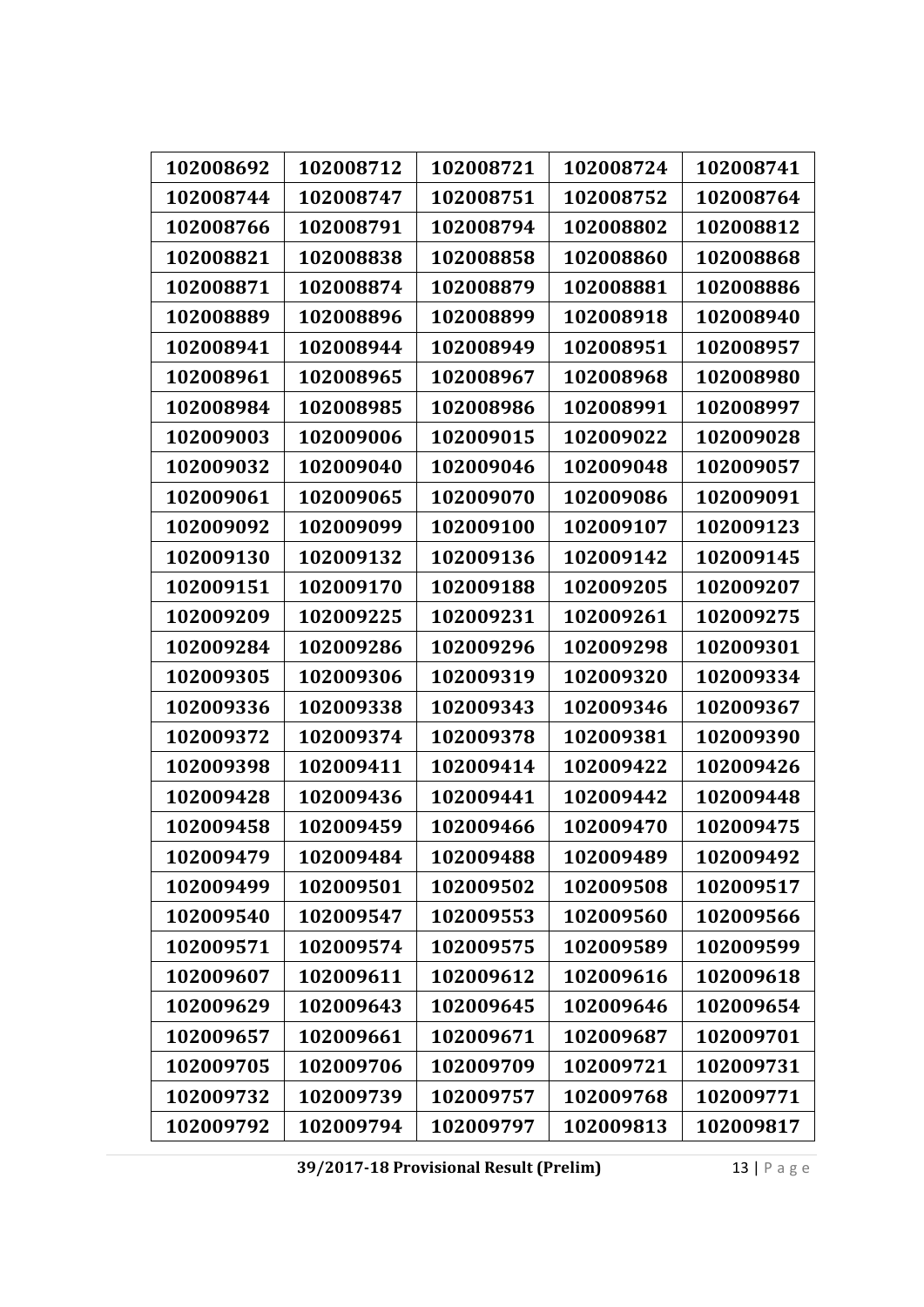| 102008692 | 102008712 | 102008721 | 102008724 | 102008741 |
|---|---|---|---|---|
| 102008744 | 102008747 | 102008751 | 102008752 | 102008764 |
| 102008766 | 102008791 | 102008794 | 102008802 | 102008812 |
| 102008821 | 102008838 | 102008858 | 102008860 | 102008868 |
| 102008871 | 102008874 | 102008879 | 102008881 | 102008886 |
| 102008889 | 102008896 | 102008899 | 102008918 | 102008940 |
| 102008941 | 102008944 | 102008949 | 102008951 | 102008957 |
| 102008961 | 102008965 | 102008967 | 102008968 | 102008980 |
| 102008984 | 102008985 | 102008986 | 102008991 | 102008997 |
| 102009003 | 102009006 | 102009015 | 102009022 | 102009028 |
| 102009032 | 102009040 | 102009046 | 102009048 | 102009057 |
| 102009061 | 102009065 | 102009070 | 102009086 | 102009091 |
| 102009092 | 102009099 | 102009100 | 102009107 | 102009123 |
| 102009130 | 102009132 | 102009136 | 102009142 | 102009145 |
| 102009151 | 102009170 | 102009188 | 102009205 | 102009207 |
| 102009209 | 102009225 | 102009231 | 102009261 | 102009275 |
| 102009284 | 102009286 | 102009296 | 102009298 | 102009301 |
| 102009305 | 102009306 | 102009319 | 102009320 | 102009334 |
| 102009336 | 102009338 | 102009343 | 102009346 | 102009367 |
| 102009372 | 102009374 | 102009378 | 102009381 | 102009390 |
| 102009398 | 102009411 | 102009414 | 102009422 | 102009426 |
| 102009428 | 102009436 | 102009441 | 102009442 | 102009448 |
| 102009458 | 102009459 | 102009466 | 102009470 | 102009475 |
| 102009479 | 102009484 | 102009488 | 102009489 | 102009492 |
| 102009499 | 102009501 | 102009502 | 102009508 | 102009517 |
| 102009540 | 102009547 | 102009553 | 102009560 | 102009566 |
| 102009571 | 102009574 | 102009575 | 102009589 | 102009599 |
| 102009607 | 102009611 | 102009612 | 102009616 | 102009618 |
| 102009629 | 102009643 | 102009645 | 102009646 | 102009654 |
| 102009657 | 102009661 | 102009671 | 102009687 | 102009701 |
| 102009705 | 102009706 | 102009709 | 102009721 | 102009731 |
| 102009732 | 102009739 | 102009757 | 102009768 | 102009771 |
| 102009792 | 102009794 | 102009797 | 102009813 | 102009817 |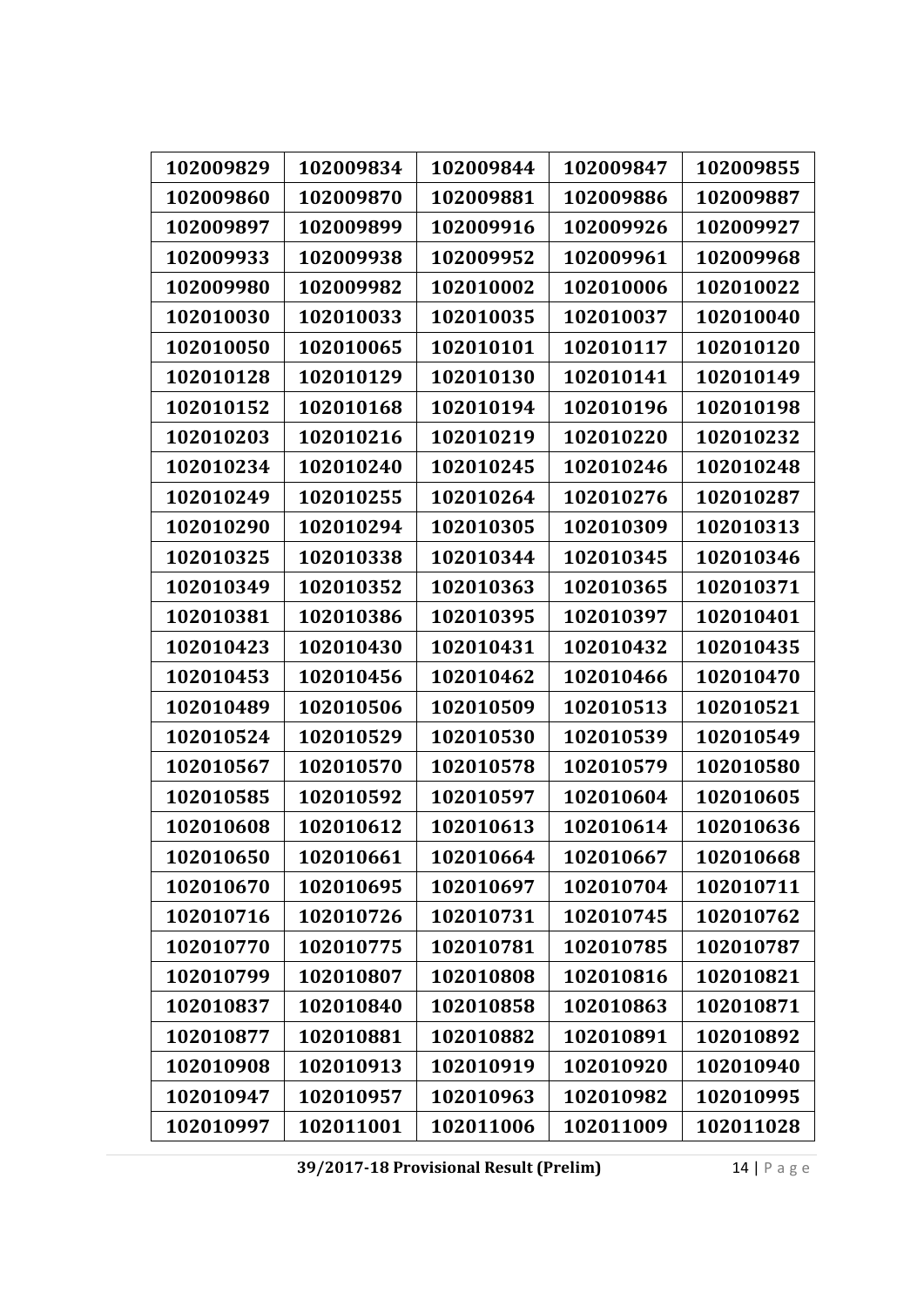| 102009829 | 102009834 | 102009844 | 102009847 | 102009855 |
|---|---|---|---|---|
| 102009860 | 102009870 | 102009881 | 102009886 | 102009887 |
| 102009897 | 102009899 | 102009916 | 102009926 | 102009927 |
| 102009933 | 102009938 | 102009952 | 102009961 | 102009968 |
| 102009980 | 102009982 | 102010002 | 102010006 | 102010022 |
| 102010030 | 102010033 | 102010035 | 102010037 | 102010040 |
| 102010050 | 102010065 | 102010101 | 102010117 | 102010120 |
| 102010128 | 102010129 | 102010130 | 102010141 | 102010149 |
| 102010152 | 102010168 | 102010194 | 102010196 | 102010198 |
| 102010203 | 102010216 | 102010219 | 102010220 | 102010232 |
| 102010234 | 102010240 | 102010245 | 102010246 | 102010248 |
| 102010249 | 102010255 | 102010264 | 102010276 | 102010287 |
| 102010290 | 102010294 | 102010305 | 102010309 | 102010313 |
| 102010325 | 102010338 | 102010344 | 102010345 | 102010346 |
| 102010349 | 102010352 | 102010363 | 102010365 | 102010371 |
| 102010381 | 102010386 | 102010395 | 102010397 | 102010401 |
| 102010423 | 102010430 | 102010431 | 102010432 | 102010435 |
| 102010453 | 102010456 | 102010462 | 102010466 | 102010470 |
| 102010489 | 102010506 | 102010509 | 102010513 | 102010521 |
| 102010524 | 102010529 | 102010530 | 102010539 | 102010549 |
| 102010567 | 102010570 | 102010578 | 102010579 | 102010580 |
| 102010585 | 102010592 | 102010597 | 102010604 | 102010605 |
| 102010608 | 102010612 | 102010613 | 102010614 | 102010636 |
| 102010650 | 102010661 | 102010664 | 102010667 | 102010668 |
| 102010670 | 102010695 | 102010697 | 102010704 | 102010711 |
| 102010716 | 102010726 | 102010731 | 102010745 | 102010762 |
| 102010770 | 102010775 | 102010781 | 102010785 | 102010787 |
| 102010799 | 102010807 | 102010808 | 102010816 | 102010821 |
| 102010837 | 102010840 | 102010858 | 102010863 | 102010871 |
| 102010877 | 102010881 | 102010882 | 102010891 | 102010892 |
| 102010908 | 102010913 | 102010919 | 102010920 | 102010940 |
| 102010947 | 102010957 | 102010963 | 102010982 | 102010995 |
| 102010997 | 102011001 | 102011006 | 102011009 | 102011028 |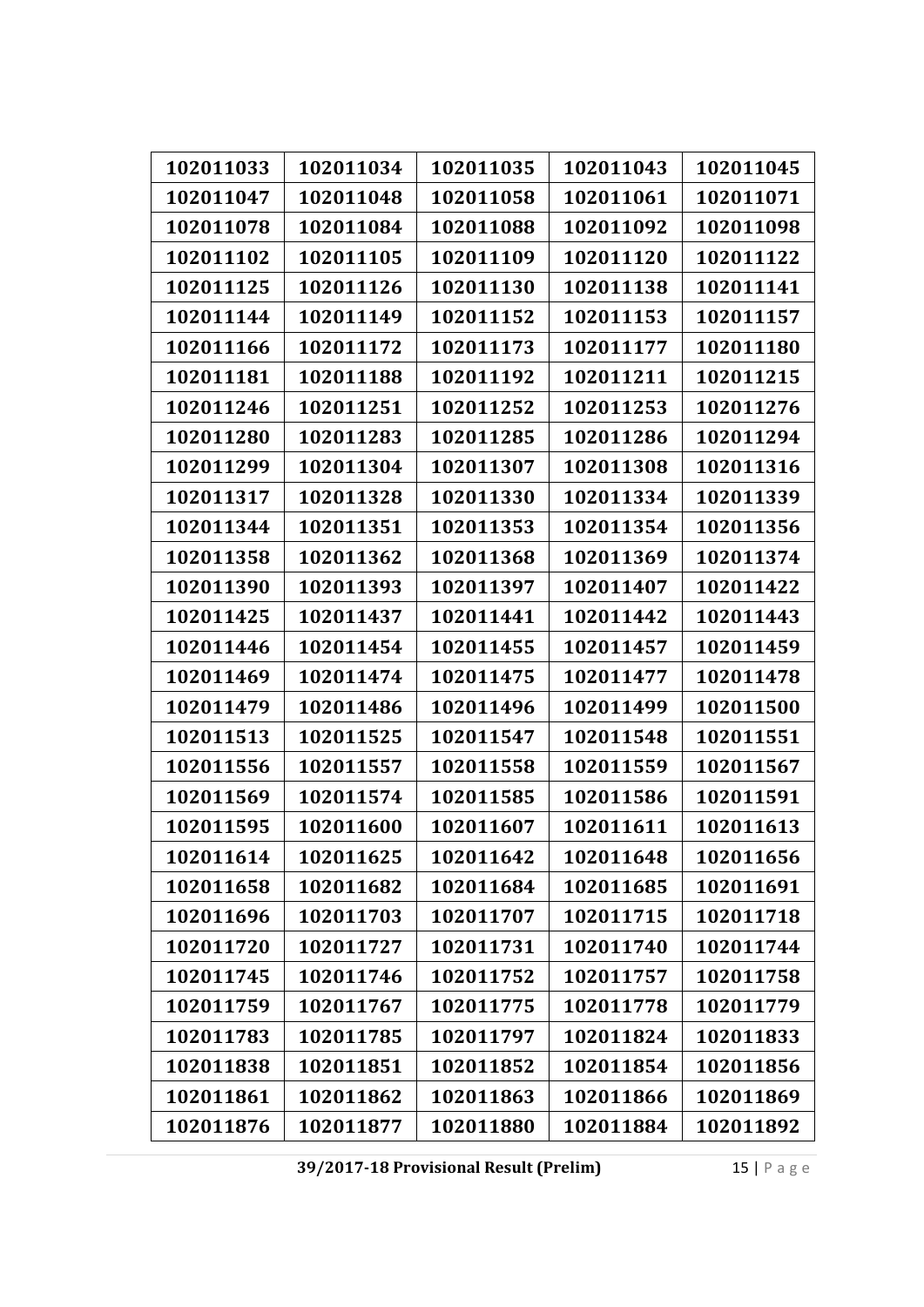| 102011033 | 102011034 | 102011035 | 102011043 | 102011045 |
|---|---|---|---|---|
| 102011047 | 102011048 | 102011058 | 102011061 | 102011071 |
| 102011078 | 102011084 | 102011088 | 102011092 | 102011098 |
| 102011102 | 102011105 | 102011109 | 102011120 | 102011122 |
| 102011125 | 102011126 | 102011130 | 102011138 | 102011141 |
| 102011144 | 102011149 | 102011152 | 102011153 | 102011157 |
| 102011166 | 102011172 | 102011173 | 102011177 | 102011180 |
| 102011181 | 102011188 | 102011192 | 102011211 | 102011215 |
| 102011246 | 102011251 | 102011252 | 102011253 | 102011276 |
| 102011280 | 102011283 | 102011285 | 102011286 | 102011294 |
| 102011299 | 102011304 | 102011307 | 102011308 | 102011316 |
| 102011317 | 102011328 | 102011330 | 102011334 | 102011339 |
| 102011344 | 102011351 | 102011353 | 102011354 | 102011356 |
| 102011358 | 102011362 | 102011368 | 102011369 | 102011374 |
| 102011390 | 102011393 | 102011397 | 102011407 | 102011422 |
| 102011425 | 102011437 | 102011441 | 102011442 | 102011443 |
| 102011446 | 102011454 | 102011455 | 102011457 | 102011459 |
| 102011469 | 102011474 | 102011475 | 102011477 | 102011478 |
| 102011479 | 102011486 | 102011496 | 102011499 | 102011500 |
| 102011513 | 102011525 | 102011547 | 102011548 | 102011551 |
| 102011556 | 102011557 | 102011558 | 102011559 | 102011567 |
| 102011569 | 102011574 | 102011585 | 102011586 | 102011591 |
| 102011595 | 102011600 | 102011607 | 102011611 | 102011613 |
| 102011614 | 102011625 | 102011642 | 102011648 | 102011656 |
| 102011658 | 102011682 | 102011684 | 102011685 | 102011691 |
| 102011696 | 102011703 | 102011707 | 102011715 | 102011718 |
| 102011720 | 102011727 | 102011731 | 102011740 | 102011744 |
| 102011745 | 102011746 | 102011752 | 102011757 | 102011758 |
| 102011759 | 102011767 | 102011775 | 102011778 | 102011779 |
| 102011783 | 102011785 | 102011797 | 102011824 | 102011833 |
| 102011838 | 102011851 | 102011852 | 102011854 | 102011856 |
| 102011861 | 102011862 | 102011863 | 102011866 | 102011869 |
| 102011876 | 102011877 | 102011880 | 102011884 | 102011892 |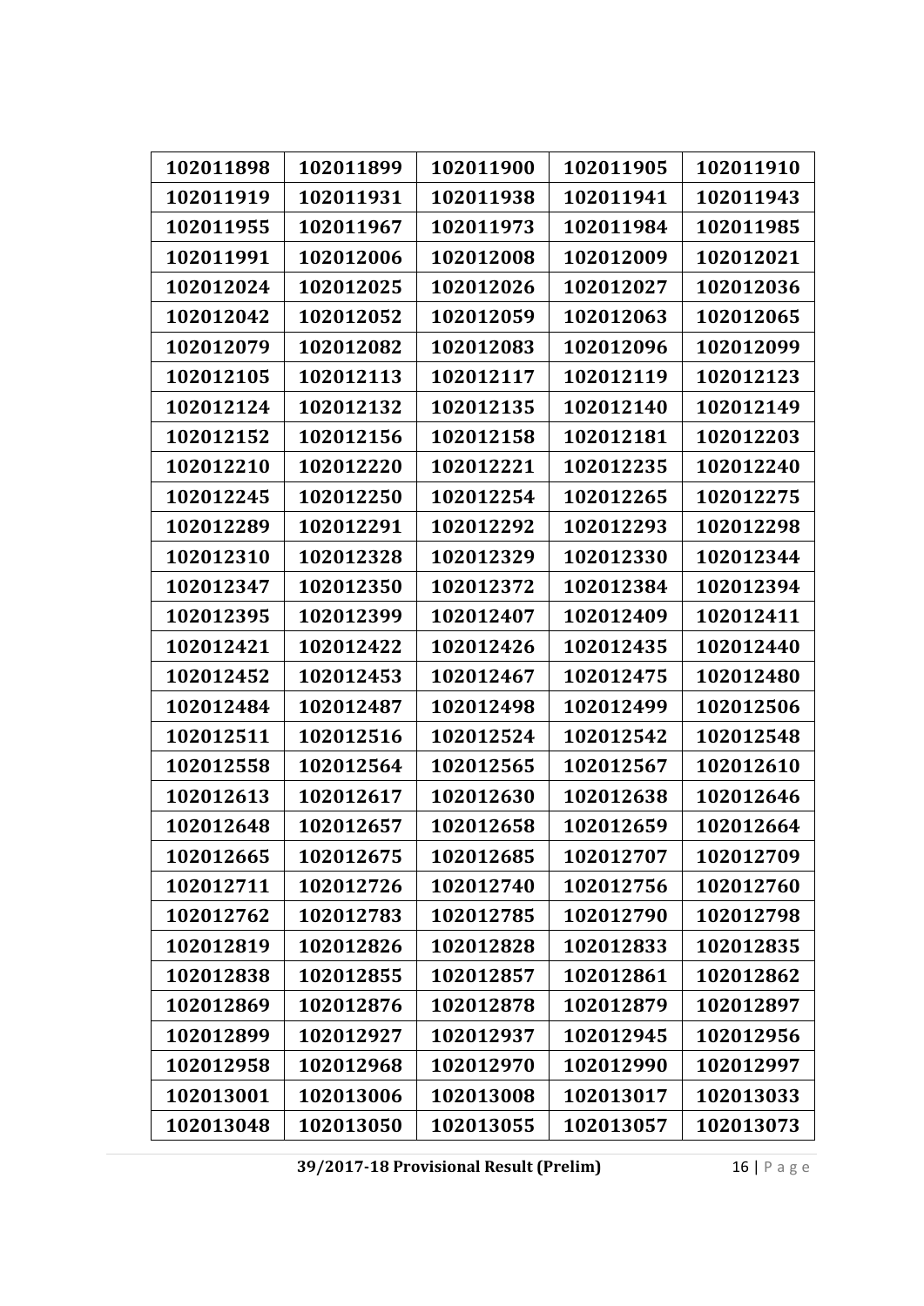| 102011898 | 102011899 | 102011900 | 102011905 | 102011910 |
|---|---|---|---|---|
| 102011919 | 102011931 | 102011938 | 102011941 | 102011943 |
| 102011955 | 102011967 | 102011973 | 102011984 | 102011985 |
| 102011991 | 102012006 | 102012008 | 102012009 | 102012021 |
| 102012024 | 102012025 | 102012026 | 102012027 | 102012036 |
| 102012042 | 102012052 | 102012059 | 102012063 | 102012065 |
| 102012079 | 102012082 | 102012083 | 102012096 | 102012099 |
| 102012105 | 102012113 | 102012117 | 102012119 | 102012123 |
| 102012124 | 102012132 | 102012135 | 102012140 | 102012149 |
| 102012152 | 102012156 | 102012158 | 102012181 | 102012203 |
| 102012210 | 102012220 | 102012221 | 102012235 | 102012240 |
| 102012245 | 102012250 | 102012254 | 102012265 | 102012275 |
| 102012289 | 102012291 | 102012292 | 102012293 | 102012298 |
| 102012310 | 102012328 | 102012329 | 102012330 | 102012344 |
| 102012347 | 102012350 | 102012372 | 102012384 | 102012394 |
| 102012395 | 102012399 | 102012407 | 102012409 | 102012411 |
| 102012421 | 102012422 | 102012426 | 102012435 | 102012440 |
| 102012452 | 102012453 | 102012467 | 102012475 | 102012480 |
| 102012484 | 102012487 | 102012498 | 102012499 | 102012506 |
| 102012511 | 102012516 | 102012524 | 102012542 | 102012548 |
| 102012558 | 102012564 | 102012565 | 102012567 | 102012610 |
| 102012613 | 102012617 | 102012630 | 102012638 | 102012646 |
| 102012648 | 102012657 | 102012658 | 102012659 | 102012664 |
| 102012665 | 102012675 | 102012685 | 102012707 | 102012709 |
| 102012711 | 102012726 | 102012740 | 102012756 | 102012760 |
| 102012762 | 102012783 | 102012785 | 102012790 | 102012798 |
| 102012819 | 102012826 | 102012828 | 102012833 | 102012835 |
| 102012838 | 102012855 | 102012857 | 102012861 | 102012862 |
| 102012869 | 102012876 | 102012878 | 102012879 | 102012897 |
| 102012899 | 102012927 | 102012937 | 102012945 | 102012956 |
| 102012958 | 102012968 | 102012970 | 102012990 | 102012997 |
| 102013001 | 102013006 | 102013008 | 102013017 | 102013033 |
| 102013048 | 102013050 | 102013055 | 102013057 | 102013073 |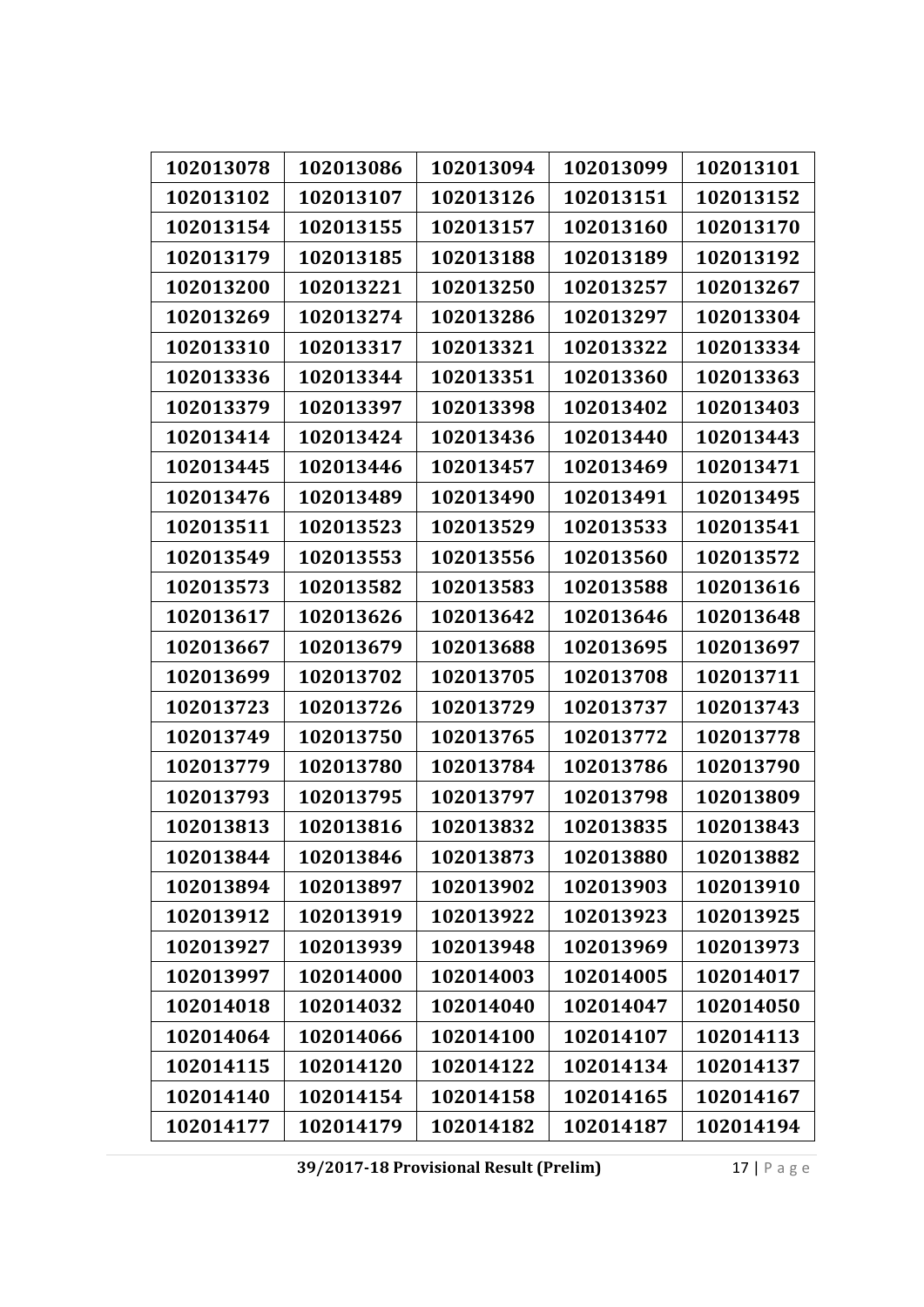| 102013078 | 102013086 | 102013094 | 102013099 | 102013101 |
|---|---|---|---|---|
| 102013102 | 102013107 | 102013126 | 102013151 | 102013152 |
| 102013154 | 102013155 | 102013157 | 102013160 | 102013170 |
| 102013179 | 102013185 | 102013188 | 102013189 | 102013192 |
| 102013200 | 102013221 | 102013250 | 102013257 | 102013267 |
| 102013269 | 102013274 | 102013286 | 102013297 | 102013304 |
| 102013310 | 102013317 | 102013321 | 102013322 | 102013334 |
| 102013336 | 102013344 | 102013351 | 102013360 | 102013363 |
| 102013379 | 102013397 | 102013398 | 102013402 | 102013403 |
| 102013414 | 102013424 | 102013436 | 102013440 | 102013443 |
| 102013445 | 102013446 | 102013457 | 102013469 | 102013471 |
| 102013476 | 102013489 | 102013490 | 102013491 | 102013495 |
| 102013511 | 102013523 | 102013529 | 102013533 | 102013541 |
| 102013549 | 102013553 | 102013556 | 102013560 | 102013572 |
| 102013573 | 102013582 | 102013583 | 102013588 | 102013616 |
| 102013617 | 102013626 | 102013642 | 102013646 | 102013648 |
| 102013667 | 102013679 | 102013688 | 102013695 | 102013697 |
| 102013699 | 102013702 | 102013705 | 102013708 | 102013711 |
| 102013723 | 102013726 | 102013729 | 102013737 | 102013743 |
| 102013749 | 102013750 | 102013765 | 102013772 | 102013778 |
| 102013779 | 102013780 | 102013784 | 102013786 | 102013790 |
| 102013793 | 102013795 | 102013797 | 102013798 | 102013809 |
| 102013813 | 102013816 | 102013832 | 102013835 | 102013843 |
| 102013844 | 102013846 | 102013873 | 102013880 | 102013882 |
| 102013894 | 102013897 | 102013902 | 102013903 | 102013910 |
| 102013912 | 102013919 | 102013922 | 102013923 | 102013925 |
| 102013927 | 102013939 | 102013948 | 102013969 | 102013973 |
| 102013997 | 102014000 | 102014003 | 102014005 | 102014017 |
| 102014018 | 102014032 | 102014040 | 102014047 | 102014050 |
| 102014064 | 102014066 | 102014100 | 102014107 | 102014113 |
| 102014115 | 102014120 | 102014122 | 102014134 | 102014137 |
| 102014140 | 102014154 | 102014158 | 102014165 | 102014167 |
| 102014177 | 102014179 | 102014182 | 102014187 | 102014194 |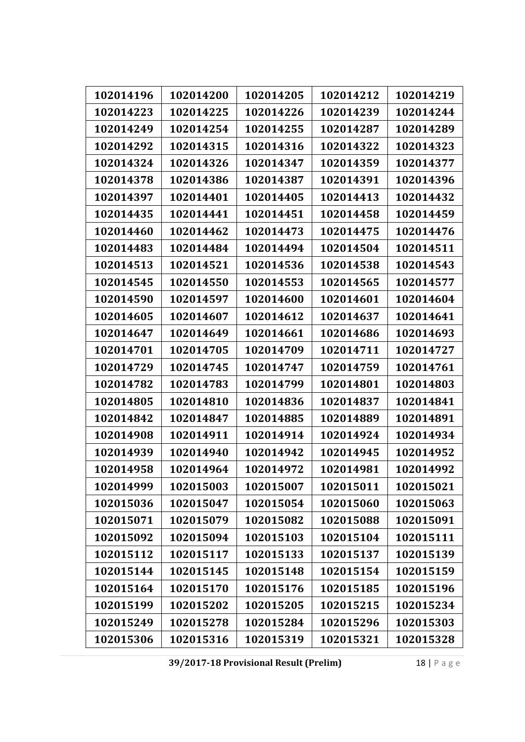| 102014196 | 102014200 | 102014205 | 102014212 | 102014219 |
|---|---|---|---|---|
| 102014223 | 102014225 | 102014226 | 102014239 | 102014244 |
| 102014249 | 102014254 | 102014255 | 102014287 | 102014289 |
| 102014292 | 102014315 | 102014316 | 102014322 | 102014323 |
| 102014324 | 102014326 | 102014347 | 102014359 | 102014377 |
| 102014378 | 102014386 | 102014387 | 102014391 | 102014396 |
| 102014397 | 102014401 | 102014405 | 102014413 | 102014432 |
| 102014435 | 102014441 | 102014451 | 102014458 | 102014459 |
| 102014460 | 102014462 | 102014473 | 102014475 | 102014476 |
| 102014483 | 102014484 | 102014494 | 102014504 | 102014511 |
| 102014513 | 102014521 | 102014536 | 102014538 | 102014543 |
| 102014545 | 102014550 | 102014553 | 102014565 | 102014577 |
| 102014590 | 102014597 | 102014600 | 102014601 | 102014604 |
| 102014605 | 102014607 | 102014612 | 102014637 | 102014641 |
| 102014647 | 102014649 | 102014661 | 102014686 | 102014693 |
| 102014701 | 102014705 | 102014709 | 102014711 | 102014727 |
| 102014729 | 102014745 | 102014747 | 102014759 | 102014761 |
| 102014782 | 102014783 | 102014799 | 102014801 | 102014803 |
| 102014805 | 102014810 | 102014836 | 102014837 | 102014841 |
| 102014842 | 102014847 | 102014885 | 102014889 | 102014891 |
| 102014908 | 102014911 | 102014914 | 102014924 | 102014934 |
| 102014939 | 102014940 | 102014942 | 102014945 | 102014952 |
| 102014958 | 102014964 | 102014972 | 102014981 | 102014992 |
| 102014999 | 102015003 | 102015007 | 102015011 | 102015021 |
| 102015036 | 102015047 | 102015054 | 102015060 | 102015063 |
| 102015071 | 102015079 | 102015082 | 102015088 | 102015091 |
| 102015092 | 102015094 | 102015103 | 102015104 | 102015111 |
| 102015112 | 102015117 | 102015133 | 102015137 | 102015139 |
| 102015144 | 102015145 | 102015148 | 102015154 | 102015159 |
| 102015164 | 102015170 | 102015176 | 102015185 | 102015196 |
| 102015199 | 102015202 | 102015205 | 102015215 | 102015234 |
| 102015249 | 102015278 | 102015284 | 102015296 | 102015303 |
| 102015306 | 102015316 | 102015319 | 102015321 | 102015328 |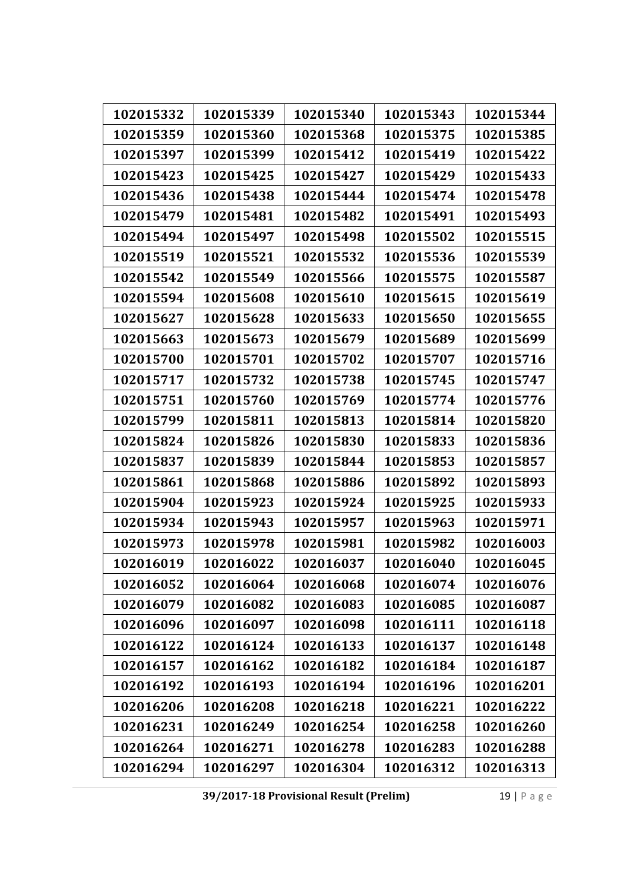| 102015332 | 102015339 | 102015340 | 102015343 | 102015344 |
|---|---|---|---|---|
| 102015359 | 102015360 | 102015368 | 102015375 | 102015385 |
| 102015397 | 102015399 | 102015412 | 102015419 | 102015422 |
| 102015423 | 102015425 | 102015427 | 102015429 | 102015433 |
| 102015436 | 102015438 | 102015444 | 102015474 | 102015478 |
| 102015479 | 102015481 | 102015482 | 102015491 | 102015493 |
| 102015494 | 102015497 | 102015498 | 102015502 | 102015515 |
| 102015519 | 102015521 | 102015532 | 102015536 | 102015539 |
| 102015542 | 102015549 | 102015566 | 102015575 | 102015587 |
| 102015594 | 102015608 | 102015610 | 102015615 | 102015619 |
| 102015627 | 102015628 | 102015633 | 102015650 | 102015655 |
| 102015663 | 102015673 | 102015679 | 102015689 | 102015699 |
| 102015700 | 102015701 | 102015702 | 102015707 | 102015716 |
| 102015717 | 102015732 | 102015738 | 102015745 | 102015747 |
| 102015751 | 102015760 | 102015769 | 102015774 | 102015776 |
| 102015799 | 102015811 | 102015813 | 102015814 | 102015820 |
| 102015824 | 102015826 | 102015830 | 102015833 | 102015836 |
| 102015837 | 102015839 | 102015844 | 102015853 | 102015857 |
| 102015861 | 102015868 | 102015886 | 102015892 | 102015893 |
| 102015904 | 102015923 | 102015924 | 102015925 | 102015933 |
| 102015934 | 102015943 | 102015957 | 102015963 | 102015971 |
| 102015973 | 102015978 | 102015981 | 102015982 | 102016003 |
| 102016019 | 102016022 | 102016037 | 102016040 | 102016045 |
| 102016052 | 102016064 | 102016068 | 102016074 | 102016076 |
| 102016079 | 102016082 | 102016083 | 102016085 | 102016087 |
| 102016096 | 102016097 | 102016098 | 102016111 | 102016118 |
| 102016122 | 102016124 | 102016133 | 102016137 | 102016148 |
| 102016157 | 102016162 | 102016182 | 102016184 | 102016187 |
| 102016192 | 102016193 | 102016194 | 102016196 | 102016201 |
| 102016206 | 102016208 | 102016218 | 102016221 | 102016222 |
| 102016231 | 102016249 | 102016254 | 102016258 | 102016260 |
| 102016264 | 102016271 | 102016278 | 102016283 | 102016288 |
| 102016294 | 102016297 | 102016304 | 102016312 | 102016313 |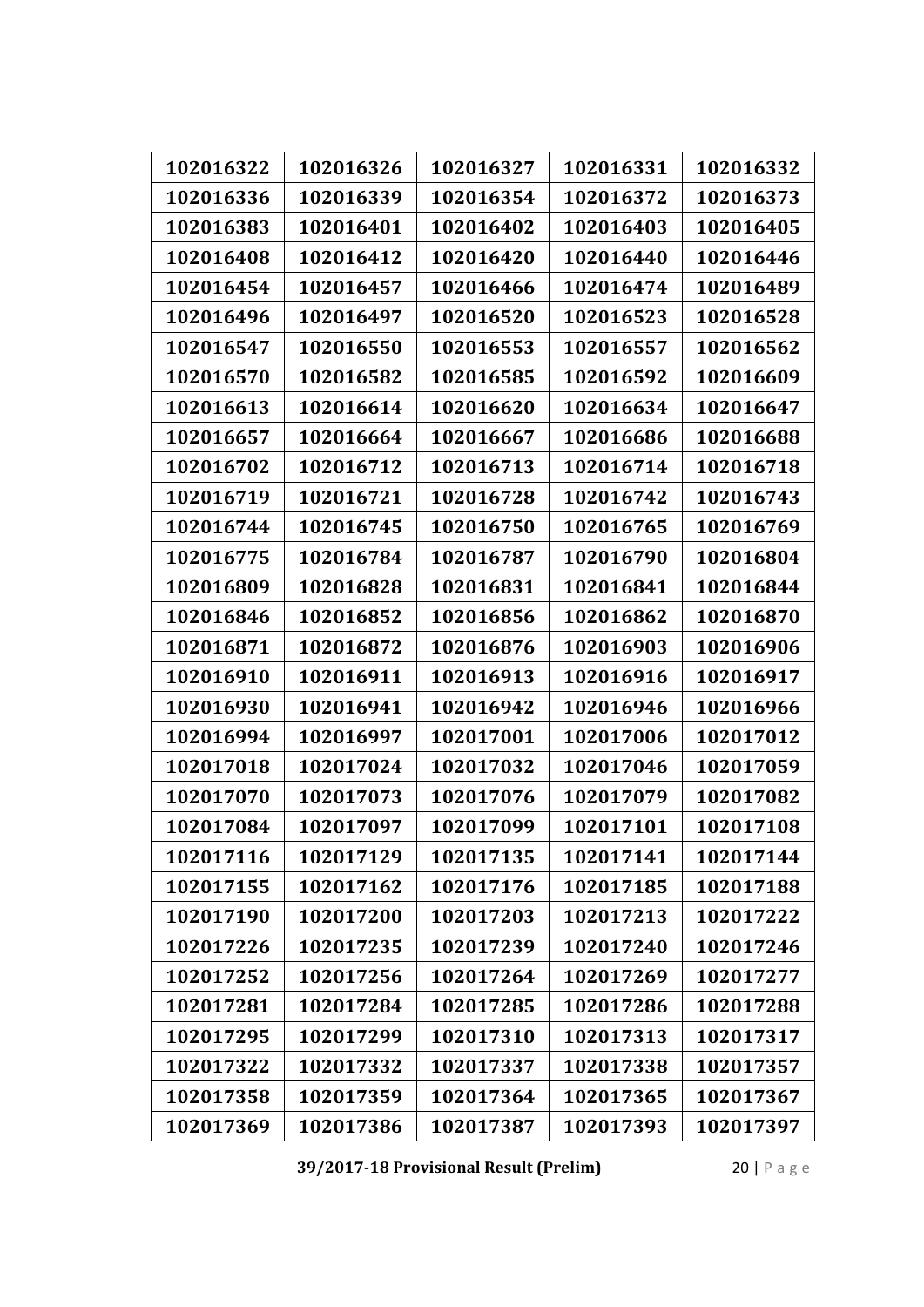| 102016322 | 102016326 | 102016327 | 102016331 | 102016332 |
|---|---|---|---|---|
| 102016336 | 102016339 | 102016354 | 102016372 | 102016373 |
| 102016383 | 102016401 | 102016402 | 102016403 | 102016405 |
| 102016408 | 102016412 | 102016420 | 102016440 | 102016446 |
| 102016454 | 102016457 | 102016466 | 102016474 | 102016489 |
| 102016496 | 102016497 | 102016520 | 102016523 | 102016528 |
| 102016547 | 102016550 | 102016553 | 102016557 | 102016562 |
| 102016570 | 102016582 | 102016585 | 102016592 | 102016609 |
| 102016613 | 102016614 | 102016620 | 102016634 | 102016647 |
| 102016657 | 102016664 | 102016667 | 102016686 | 102016688 |
| 102016702 | 102016712 | 102016713 | 102016714 | 102016718 |
| 102016719 | 102016721 | 102016728 | 102016742 | 102016743 |
| 102016744 | 102016745 | 102016750 | 102016765 | 102016769 |
| 102016775 | 102016784 | 102016787 | 102016790 | 102016804 |
| 102016809 | 102016828 | 102016831 | 102016841 | 102016844 |
| 102016846 | 102016852 | 102016856 | 102016862 | 102016870 |
| 102016871 | 102016872 | 102016876 | 102016903 | 102016906 |
| 102016910 | 102016911 | 102016913 | 102016916 | 102016917 |
| 102016930 | 102016941 | 102016942 | 102016946 | 102016966 |
| 102016994 | 102016997 | 102017001 | 102017006 | 102017012 |
| 102017018 | 102017024 | 102017032 | 102017046 | 102017059 |
| 102017070 | 102017073 | 102017076 | 102017079 | 102017082 |
| 102017084 | 102017097 | 102017099 | 102017101 | 102017108 |
| 102017116 | 102017129 | 102017135 | 102017141 | 102017144 |
| 102017155 | 102017162 | 102017176 | 102017185 | 102017188 |
| 102017190 | 102017200 | 102017203 | 102017213 | 102017222 |
| 102017226 | 102017235 | 102017239 | 102017240 | 102017246 |
| 102017252 | 102017256 | 102017264 | 102017269 | 102017277 |
| 102017281 | 102017284 | 102017285 | 102017286 | 102017288 |
| 102017295 | 102017299 | 102017310 | 102017313 | 102017317 |
| 102017322 | 102017332 | 102017337 | 102017338 | 102017357 |
| 102017358 | 102017359 | 102017364 | 102017365 | 102017367 |
| 102017369 | 102017386 | 102017387 | 102017393 | 102017397 |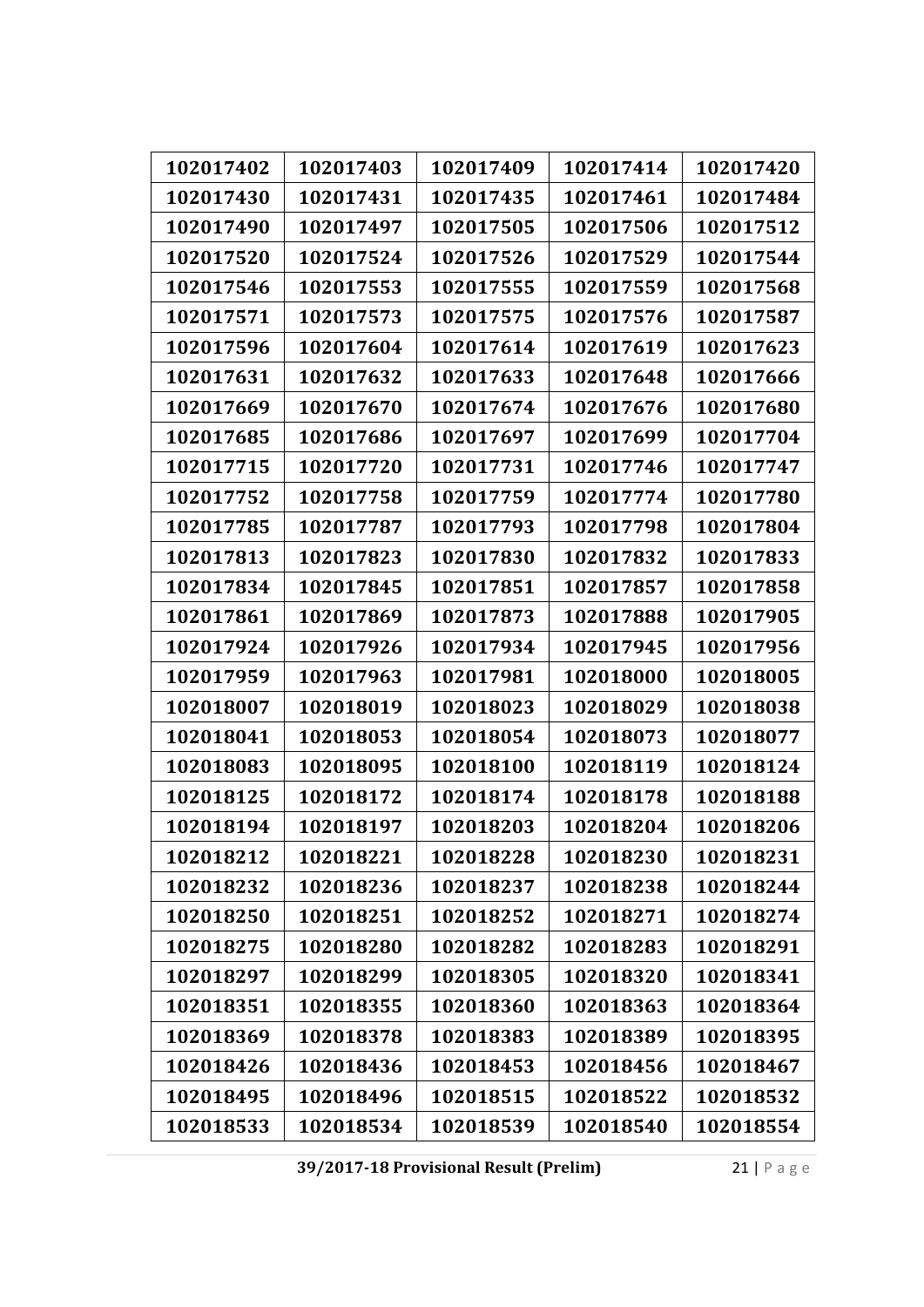| 102017402 | 102017403 | 102017409 | 102017414 | 102017420 |
|---|---|---|---|---|
| 102017430 | 102017431 | 102017435 | 102017461 | 102017484 |
| 102017490 | 102017497 | 102017505 | 102017506 | 102017512 |
| 102017520 | 102017524 | 102017526 | 102017529 | 102017544 |
| 102017546 | 102017553 | 102017555 | 102017559 | 102017568 |
| 102017571 | 102017573 | 102017575 | 102017576 | 102017587 |
| 102017596 | 102017604 | 102017614 | 102017619 | 102017623 |
| 102017631 | 102017632 | 102017633 | 102017648 | 102017666 |
| 102017669 | 102017670 | 102017674 | 102017676 | 102017680 |
| 102017685 | 102017686 | 102017697 | 102017699 | 102017704 |
| 102017715 | 102017720 | 102017731 | 102017746 | 102017747 |
| 102017752 | 102017758 | 102017759 | 102017774 | 102017780 |
| 102017785 | 102017787 | 102017793 | 102017798 | 102017804 |
| 102017813 | 102017823 | 102017830 | 102017832 | 102017833 |
| 102017834 | 102017845 | 102017851 | 102017857 | 102017858 |
| 102017861 | 102017869 | 102017873 | 102017888 | 102017905 |
| 102017924 | 102017926 | 102017934 | 102017945 | 102017956 |
| 102017959 | 102017963 | 102017981 | 102018000 | 102018005 |
| 102018007 | 102018019 | 102018023 | 102018029 | 102018038 |
| 102018041 | 102018053 | 102018054 | 102018073 | 102018077 |
| 102018083 | 102018095 | 102018100 | 102018119 | 102018124 |
| 102018125 | 102018172 | 102018174 | 102018178 | 102018188 |
| 102018194 | 102018197 | 102018203 | 102018204 | 102018206 |
| 102018212 | 102018221 | 102018228 | 102018230 | 102018231 |
| 102018232 | 102018236 | 102018237 | 102018238 | 102018244 |
| 102018250 | 102018251 | 102018252 | 102018271 | 102018274 |
| 102018275 | 102018280 | 102018282 | 102018283 | 102018291 |
| 102018297 | 102018299 | 102018305 | 102018320 | 102018341 |
| 102018351 | 102018355 | 102018360 | 102018363 | 102018364 |
| 102018369 | 102018378 | 102018383 | 102018389 | 102018395 |
| 102018426 | 102018436 | 102018453 | 102018456 | 102018467 |
| 102018495 | 102018496 | 102018515 | 102018522 | 102018532 |
| 102018533 | 102018534 | 102018539 | 102018540 | 102018554 |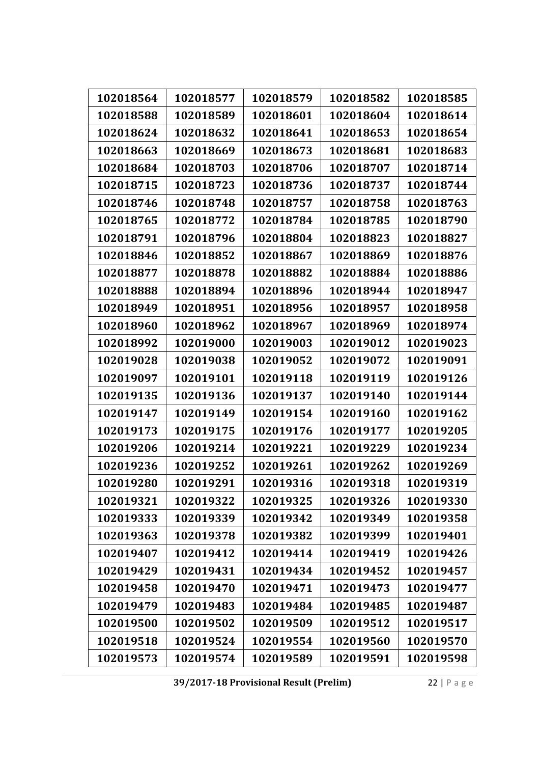| | | | | |
|---|---|---|---|---|
| **102018564** | **102018577** | **102018579** | **102018582** | **102018585** |
| **102018588** | **102018589** | **102018601** | **102018604** | **102018614** |
| **102018624** | **102018632** | **102018641** | **102018653** | **102018654** |
| **102018663** | **102018669** | **102018673** | **102018681** | **102018683** |
| **102018684** | **102018703** | **102018706** | **102018707** | **102018714** |
| **102018715** | **102018723** | **102018736** | **102018737** | **102018744** |
| **102018746** | **102018748** | **102018757** | **102018758** | **102018763** |
| **102018765** | **102018772** | **102018784** | **102018785** | **102018790** |
| **102018791** | **102018796** | **102018804** | **102018823** | **102018827** |
| **102018846** | **102018852** | **102018867** | **102018869** | **102018876** |
| **102018877** | **102018878** | **102018882** | **102018884** | **102018886** |
| **102018888** | **102018894** | **102018896** | **102018944** | **102018947** |
| **102018949** | **102018951** | **102018956** | **102018957** | **102018958** |
| **102018960** | **102018962** | **102018967** | **102018969** | **102018974** |
| **102018992** | **102019000** | **102019003** | **102019012** | **102019023** |
| **102019028** | **102019038** | **102019052** | **102019072** | **102019091** |
| **102019097** | **102019101** | **102019118** | **102019119** | **102019126** |
| **102019135** | **102019136** | **102019137** | **102019140** | **102019144** |
| **102019147** | **102019149** | **102019154** | **102019160** | **102019162** |
| **102019173** | **102019175** | **102019176** | **102019177** | **102019205** |
| **102019206** | **102019214** | **102019221** | **102019229** | **102019234** |
| **102019236** | **102019252** | **102019261** | **102019262** | **102019269** |
| **102019280** | **102019291** | **102019316** | **102019318** | **102019319** |
| **102019321** | **102019322** | **102019325** | **102019326** | **102019330** |
| **102019333** | **102019339** | **102019342** | **102019349** | **102019358** |
| **102019363** | **102019378** | **102019382** | **102019399** | **102019401** |
| **102019407** | **102019412** | **102019414** | **102019419** | **102019426** |
| **102019429** | **102019431** | **102019434** | **102019452** | **102019457** |
| **102019458** | **102019470** | **102019471** | **102019473** | **102019477** |
| **102019479** | **102019483** | **102019484** | **102019485** | **102019487** |
| **102019500** | **102019502** | **102019509** | **102019512** | **102019517** |
| **102019518** | **102019524** | **102019554** | **102019560** | **102019570** |
| **102019573** | **102019574** | **102019589** | **102019591** | **102019598** |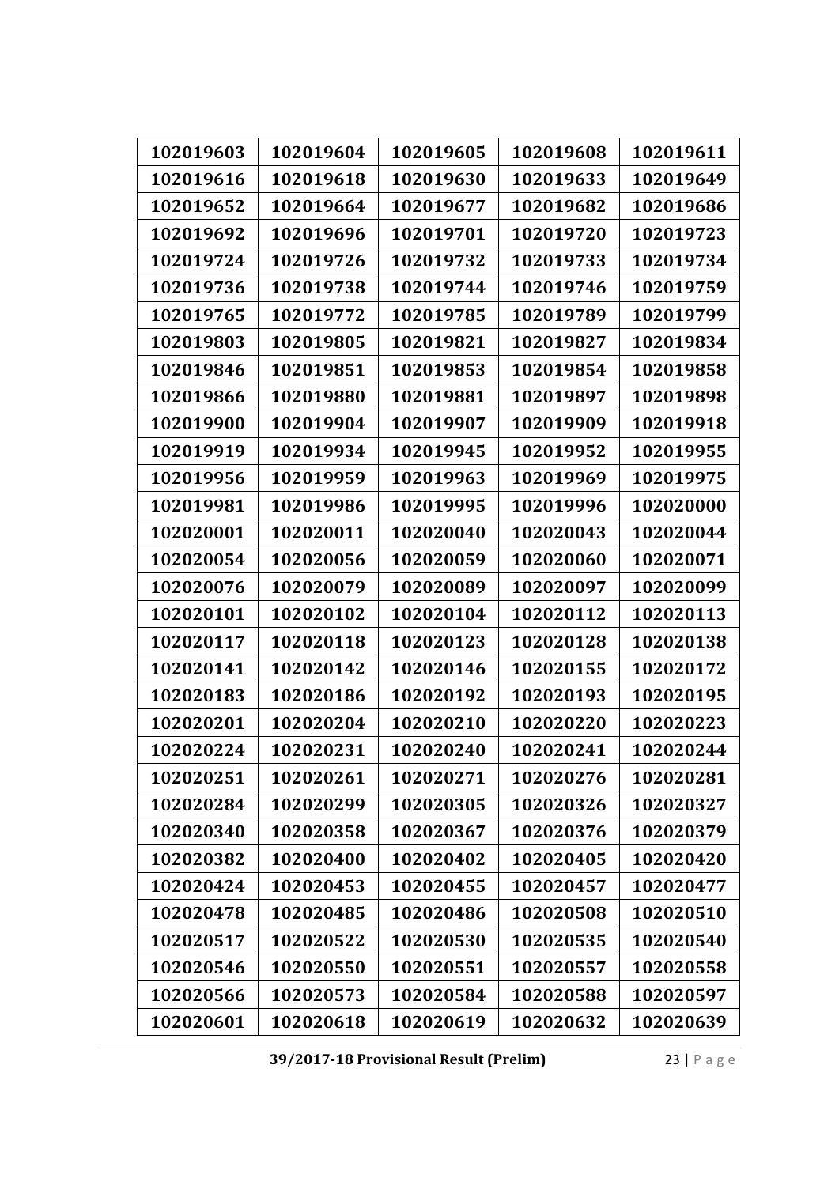| 102019603 | 102019604 | 102019605 | 102019608 | 102019611 |
|---|---|---|---|---|
| 102019616 | 102019618 | 102019630 | 102019633 | 102019649 |
| 102019652 | 102019664 | 102019677 | 102019682 | 102019686 |
| 102019692 | 102019696 | 102019701 | 102019720 | 102019723 |
| 102019724 | 102019726 | 102019732 | 102019733 | 102019734 |
| 102019736 | 102019738 | 102019744 | 102019746 | 102019759 |
| 102019765 | 102019772 | 102019785 | 102019789 | 102019799 |
| 102019803 | 102019805 | 102019821 | 102019827 | 102019834 |
| 102019846 | 102019851 | 102019853 | 102019854 | 102019858 |
| 102019866 | 102019880 | 102019881 | 102019897 | 102019898 |
| 102019900 | 102019904 | 102019907 | 102019909 | 102019918 |
| 102019919 | 102019934 | 102019945 | 102019952 | 102019955 |
| 102019956 | 102019959 | 102019963 | 102019969 | 102019975 |
| 102019981 | 102019986 | 102019995 | 102019996 | 102020000 |
| 102020001 | 102020011 | 102020040 | 102020043 | 102020044 |
| 102020054 | 102020056 | 102020059 | 102020060 | 102020071 |
| 102020076 | 102020079 | 102020089 | 102020097 | 102020099 |
| 102020101 | 102020102 | 102020104 | 102020112 | 102020113 |
| 102020117 | 102020118 | 102020123 | 102020128 | 102020138 |
| 102020141 | 102020142 | 102020146 | 102020155 | 102020172 |
| 102020183 | 102020186 | 102020192 | 102020193 | 102020195 |
| 102020201 | 102020204 | 102020210 | 102020220 | 102020223 |
| 102020224 | 102020231 | 102020240 | 102020241 | 102020244 |
| 102020251 | 102020261 | 102020271 | 102020276 | 102020281 |
| 102020284 | 102020299 | 102020305 | 102020326 | 102020327 |
| 102020340 | 102020358 | 102020367 | 102020376 | 102020379 |
| 102020382 | 102020400 | 102020402 | 102020405 | 102020420 |
| 102020424 | 102020453 | 102020455 | 102020457 | 102020477 |
| 102020478 | 102020485 | 102020486 | 102020508 | 102020510 |
| 102020517 | 102020522 | 102020530 | 102020535 | 102020540 |
| 102020546 | 102020550 | 102020551 | 102020557 | 102020558 |
| 102020566 | 102020573 | 102020584 | 102020588 | 102020597 |
| 102020601 | 102020618 | 102020619 | 102020632 | 102020639 |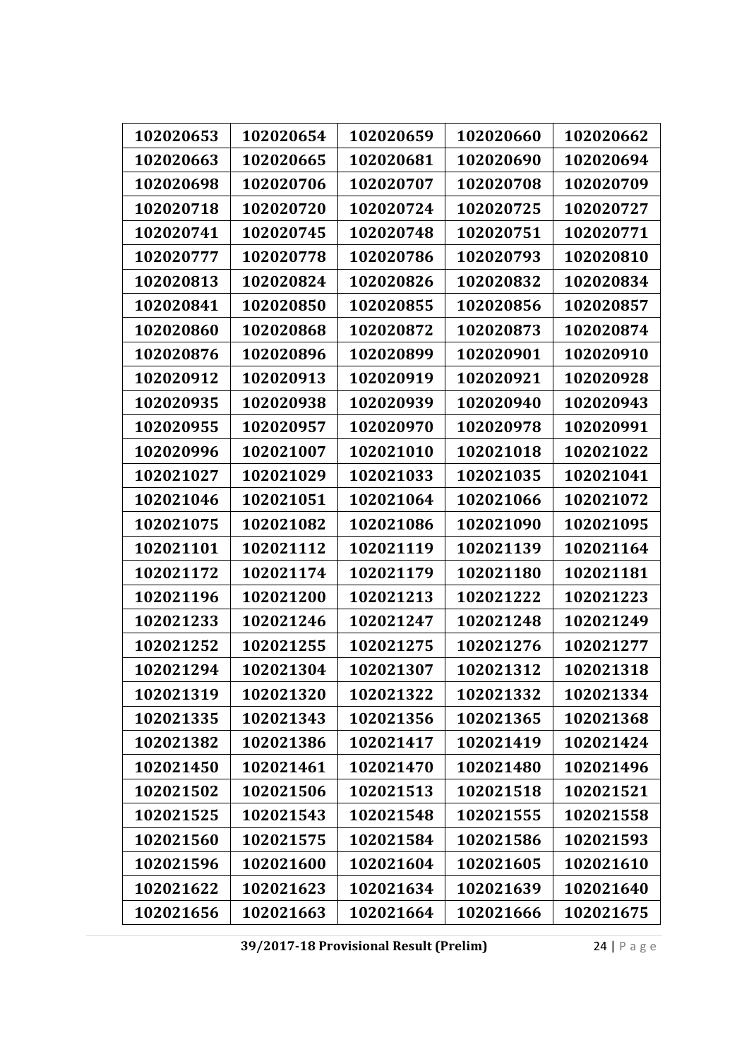| 102020653 | 102020654 | 102020659 | 102020660 | 102020662 |
|---|---|---|---|---|
| 102020663 | 102020665 | 102020681 | 102020690 | 102020694 |
| 102020698 | 102020706 | 102020707 | 102020708 | 102020709 |
| 102020718 | 102020720 | 102020724 | 102020725 | 102020727 |
| 102020741 | 102020745 | 102020748 | 102020751 | 102020771 |
| 102020777 | 102020778 | 102020786 | 102020793 | 102020810 |
| 102020813 | 102020824 | 102020826 | 102020832 | 102020834 |
| 102020841 | 102020850 | 102020855 | 102020856 | 102020857 |
| 102020860 | 102020868 | 102020872 | 102020873 | 102020874 |
| 102020876 | 102020896 | 102020899 | 102020901 | 102020910 |
| 102020912 | 102020913 | 102020919 | 102020921 | 102020928 |
| 102020935 | 102020938 | 102020939 | 102020940 | 102020943 |
| 102020955 | 102020957 | 102020970 | 102020978 | 102020991 |
| 102020996 | 102021007 | 102021010 | 102021018 | 102021022 |
| 102021027 | 102021029 | 102021033 | 102021035 | 102021041 |
| 102021046 | 102021051 | 102021064 | 102021066 | 102021072 |
| 102021075 | 102021082 | 102021086 | 102021090 | 102021095 |
| 102021101 | 102021112 | 102021119 | 102021139 | 102021164 |
| 102021172 | 102021174 | 102021179 | 102021180 | 102021181 |
| 102021196 | 102021200 | 102021213 | 102021222 | 102021223 |
| 102021233 | 102021246 | 102021247 | 102021248 | 102021249 |
| 102021252 | 102021255 | 102021275 | 102021276 | 102021277 |
| 102021294 | 102021304 | 102021307 | 102021312 | 102021318 |
| 102021319 | 102021320 | 102021322 | 102021332 | 102021334 |
| 102021335 | 102021343 | 102021356 | 102021365 | 102021368 |
| 102021382 | 102021386 | 102021417 | 102021419 | 102021424 |
| 102021450 | 102021461 | 102021470 | 102021480 | 102021496 |
| 102021502 | 102021506 | 102021513 | 102021518 | 102021521 |
| 102021525 | 102021543 | 102021548 | 102021555 | 102021558 |
| 102021560 | 102021575 | 102021584 | 102021586 | 102021593 |
| 102021596 | 102021600 | 102021604 | 102021605 | 102021610 |
| 102021622 | 102021623 | 102021634 | 102021639 | 102021640 |
| 102021656 | 102021663 | 102021664 | 102021666 | 102021675 |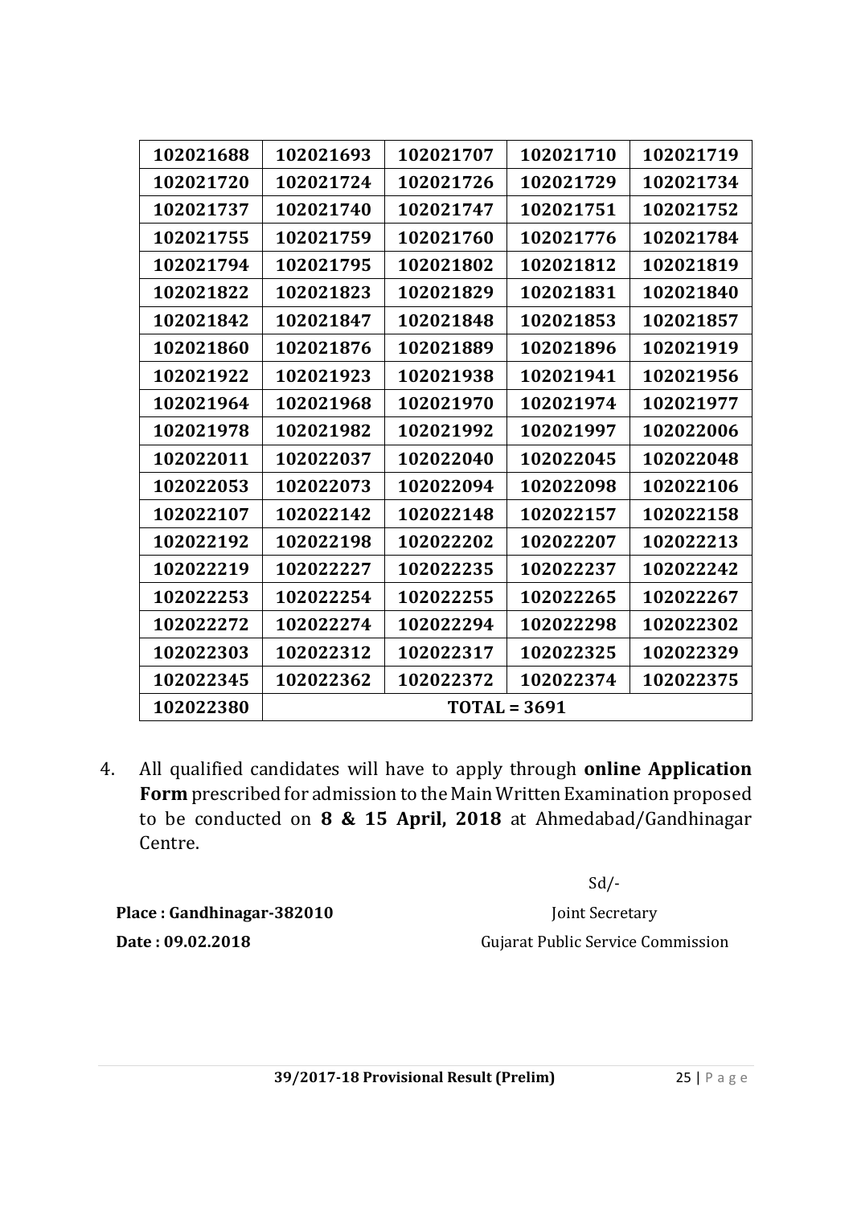| | | | | |
|---|---|---|---|---|
| **102021688** | **102021693** | **102021707** | **102021710** | **102021719** |
| **102021720** | **102021724** | **102021726** | **102021729** | **102021734** |
| **102021737** | **102021740** | **102021747** | **102021751** | **102021752** |
| **102021755** | **102021759** | **102021760** | **102021776** | **102021784** |
| **102021794** | **102021795** | **102021802** | **102021812** | **102021819** |
| **102021822** | **102021823** | **102021829** | **102021831** | **102021840** |
| **102021842** | **102021847** | **102021848** | **102021853** | **102021857** |
| **102021860** | **102021876** | **102021889** | **102021896** | **102021919** |
| **102021922** | **102021923** | **102021938** | **102021941** | **102021956** |
| **102021964** | **102021968** | **102021970** | **102021974** | **102021977** |
| **102021978** | **102021982** | **102021992** | **102021997** | **102022006** |
| **102022011** | **102022037** | **102022040** | **102022045** | **102022048** |
| **102022053** | **102022073** | **102022094** | **102022098** | **102022106** |
| **102022107** | **102022142** | **102022148** | **102022157** | **102022158** |
| **102022192** | **102022198** | **102022202** | **102022207** | **102022213** |
| **102022219** | **102022227** | **102022235** | **102022237** | **102022242** |
| **102022253** | **102022254** | **102022255** | **102022265** | **102022267** |
| **102022272** | **102022274** | **102022294** | **102022298** | **102022302** |
| **102022303** | **102022312** | **102022317** | **102022325** | **102022329** |
| **102022345** | **102022362** | **102022372** | **102022374** | **102022375** |
| **102022380** | **TOTAL = 3691** | | | |

4. All qualified candidates will have to apply through **online Application Form** prescribed for admission to the Main Written Examination proposed to be conducted on **8 & 15 April, 2018** at Ahmedabad/Gandhinagar Centre.

Sd/-

Joint Secretary

Gujarat Public Service Commission

**Place : Gandhinagar-382010**

**Date : 09.02.2018**

**39/2017-18 Provisional Result (Prelim)**